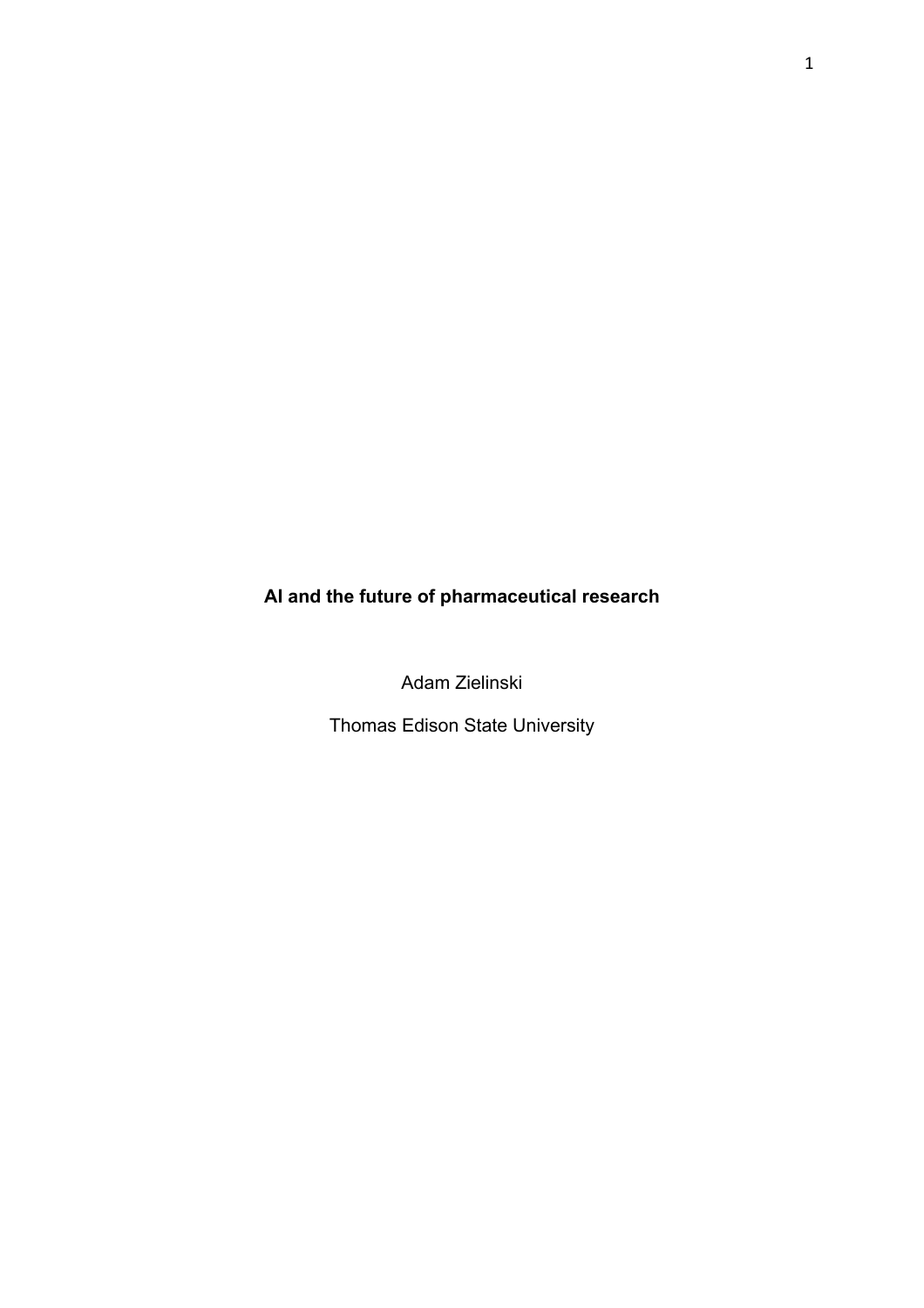# AI and the future of pharmaceutical research

Adam Zielinski

Thomas Edison State University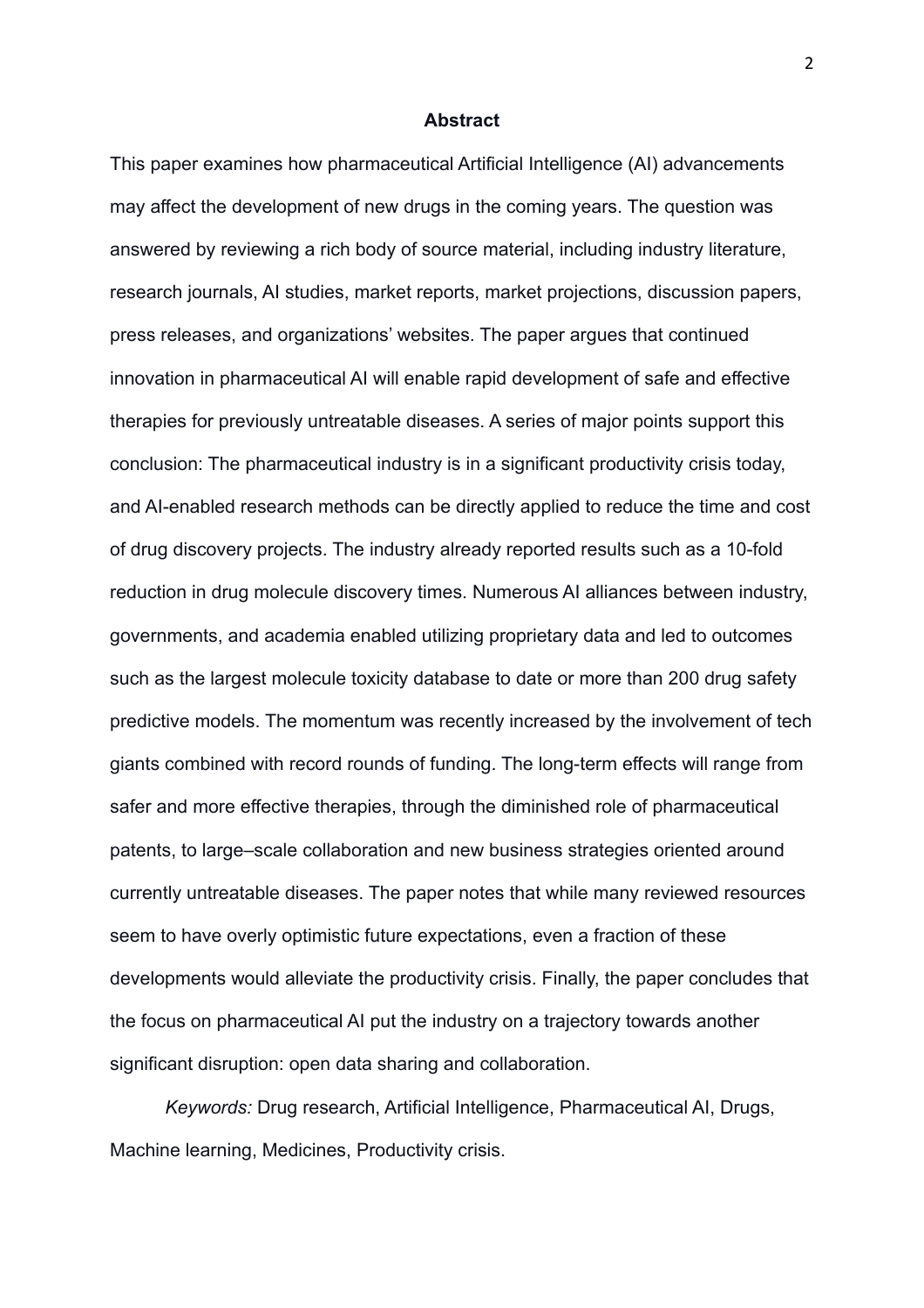## Abstract

This paper examines how pharmaceutical Artificial Intelligence (AI) advancements may affect the development of new drugs in the coming years. The question was answered by reviewing a rich body of source material, including industry literature, research journals, AI studies, market reports, market projections, discussion papers, press releases, and organizations' websites. The paper argues that continued innovation in pharmaceutical AI will enable rapid development of safe and effective therapies for previously untreatable diseases. A series of major points support this conclusion: The pharmaceutical industry is in a significant productivity crisis today, and AI-enabled research methods can be directly applied to reduce the time and cost of drug discovery projects. The industry already reported results such as a 10-fold reduction in drug molecule discovery times. Numerous AI alliances between industry, governments, and academia enabled utilizing proprietary data and led to outcomes such as the largest molecule toxicity database to date or more than 200 drug safety predictive models. The momentum was recently increased by the involvement of tech giants combined with record rounds of funding. The long-term effects will range from safer and more effective therapies, through the diminished role of pharmaceutical patents, to large–scale collaboration and new business strategies oriented around currently untreatable diseases. The paper notes that while many reviewed resources seem to have overly optimistic future expectations, even a fraction of these developments would alleviate the productivity crisis. Finally, the paper concludes that the focus on pharmaceutical AI put the industry on a trajectory towards another significant disruption: open data sharing and collaboration.

*Keywords:* Drug research, Artificial Intelligence, Pharmaceutical AI, Drugs, Machine learning, Medicines, Productivity crisis.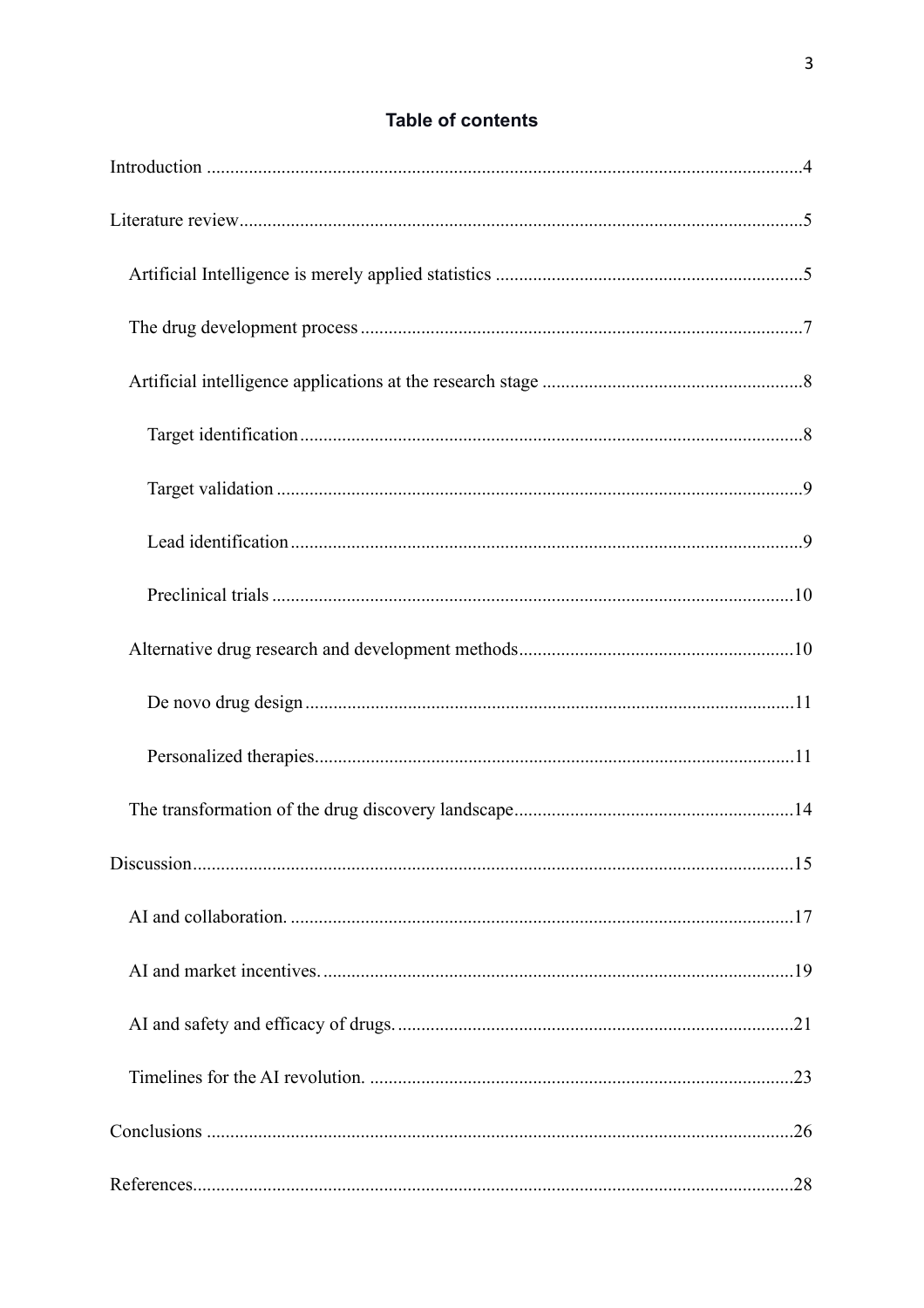# Table of contents

Introduction ....................................................................................................................4

Literature review.............................................................................................................5

- Artificial Intelligence is merely applied statistics ..................................................................5
- The drug development process ..............................................................................................7
- Artificial intelligence applications at the research stage ........................................................8
  - Target identification ..........................................................................................................8
  - Target validation ...............................................................................................................9
  - Lead identification ............................................................................................................9
  - Preclinical trials ..............................................................................................................10
- Alternative drug research and development methods ...........................................................10
  - De novo drug design .......................................................................................................11
  - Personalized therapies .....................................................................................................11
- The transformation of the drug discovery landscape ............................................................14

Discussion.....................................................................................................................15

- AI and collaboration. ...........................................................................................................17
- AI and market incentives. ....................................................................................................19
- AI and safety and efficacy of drugs. .....................................................................................21
- Timelines for the AI revolution. ..........................................................................................23

Conclusions ..................................................................................................................26

References.....................................................................................................................28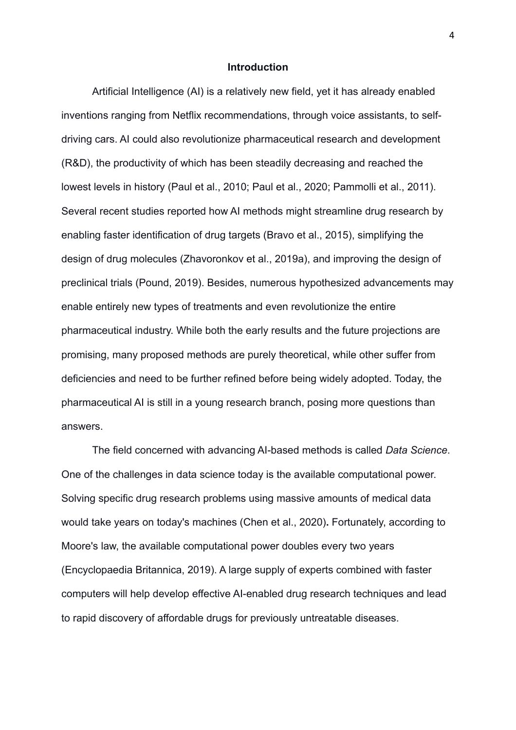## Introduction

Artificial Intelligence (AI) is a relatively new field, yet it has already enabled inventions ranging from Netflix recommendations, through voice assistants, to self-driving cars. AI could also revolutionize pharmaceutical research and development (R&D), the productivity of which has been steadily decreasing and reached the lowest levels in history (Paul et al., 2010; Paul et al., 2020; Pammolli et al., 2011). Several recent studies reported how AI methods might streamline drug research by enabling faster identification of drug targets (Bravo et al., 2015), simplifying the design of drug molecules (Zhavoronkov et al., 2019a), and improving the design of preclinical trials (Pound, 2019). Besides, numerous hypothesized advancements may enable entirely new types of treatments and even revolutionize the entire pharmaceutical industry. While both the early results and the future projections are promising, many proposed methods are purely theoretical, while other suffer from deficiencies and need to be further refined before being widely adopted. Today, the pharmaceutical AI is still in a young research branch, posing more questions than answers.

The field concerned with advancing AI-based methods is called *Data Science*. One of the challenges in data science today is the available computational power. Solving specific drug research problems using massive amounts of medical data would take years on today's machines (Chen et al., 2020)**.** Fortunately, according to Moore's law, the available computational power doubles every two years (Encyclopaedia Britannica, 2019). A large supply of experts combined with faster computers will help develop effective AI-enabled drug research techniques and lead to rapid discovery of affordable drugs for previously untreatable diseases.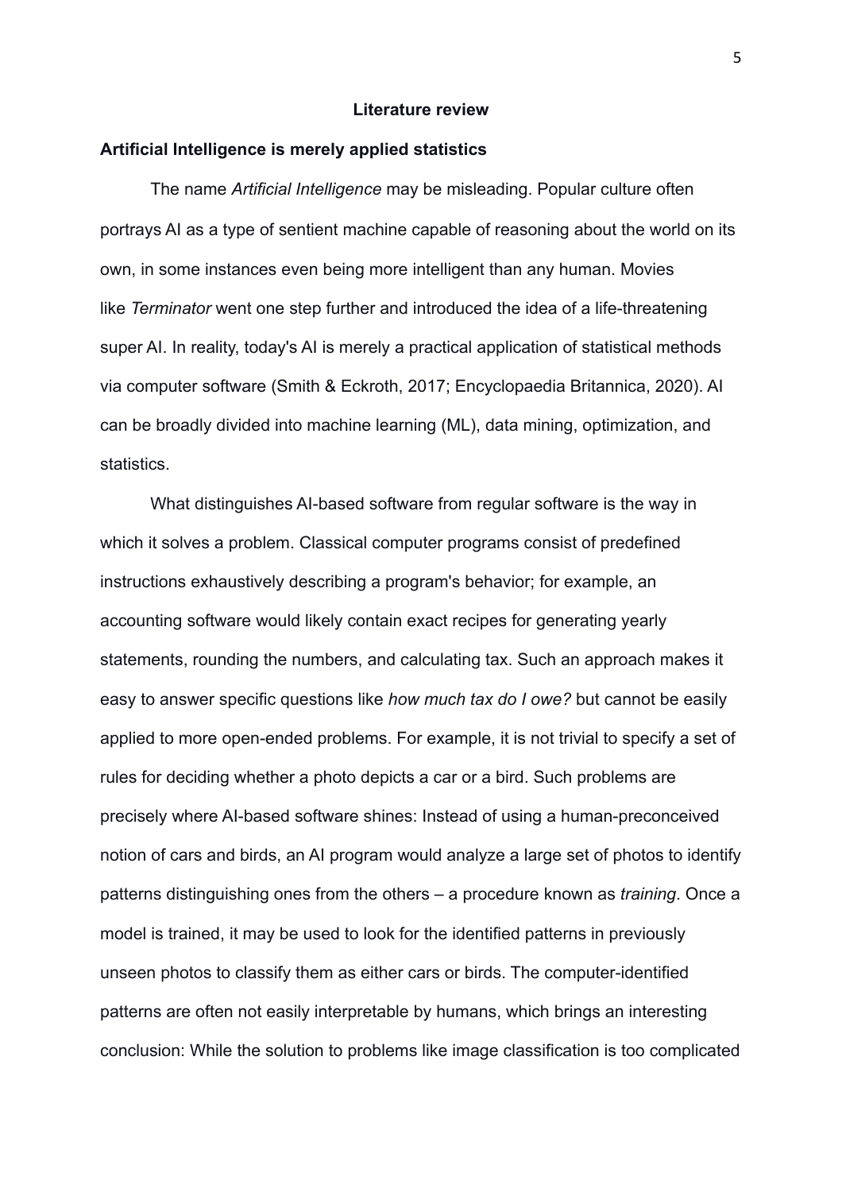## Literature review

### Artificial Intelligence is merely applied statistics

The name *Artificial Intelligence* may be misleading. Popular culture often portrays AI as a type of sentient machine capable of reasoning about the world on its own, in some instances even being more intelligent than any human. Movies like *Terminator* went one step further and introduced the idea of a life-threatening super AI. In reality, today's AI is merely a practical application of statistical methods via computer software (Smith & Eckroth, 2017; Encyclopaedia Britannica, 2020). AI can be broadly divided into machine learning (ML), data mining, optimization, and statistics.

What distinguishes AI-based software from regular software is the way in which it solves a problem. Classical computer programs consist of predefined instructions exhaustively describing a program's behavior; for example, an accounting software would likely contain exact recipes for generating yearly statements, rounding the numbers, and calculating tax. Such an approach makes it easy to answer specific questions like *how much tax do I owe?* but cannot be easily applied to more open-ended problems. For example, it is not trivial to specify a set of rules for deciding whether a photo depicts a car or a bird. Such problems are precisely where AI-based software shines: Instead of using a human-preconceived notion of cars and birds, an AI program would analyze a large set of photos to identify patterns distinguishing ones from the others – a procedure known as *training*. Once a model is trained, it may be used to look for the identified patterns in previously unseen photos to classify them as either cars or birds. The computer-identified patterns are often not easily interpretable by humans, which brings an interesting conclusion: While the solution to problems like image classification is too complicated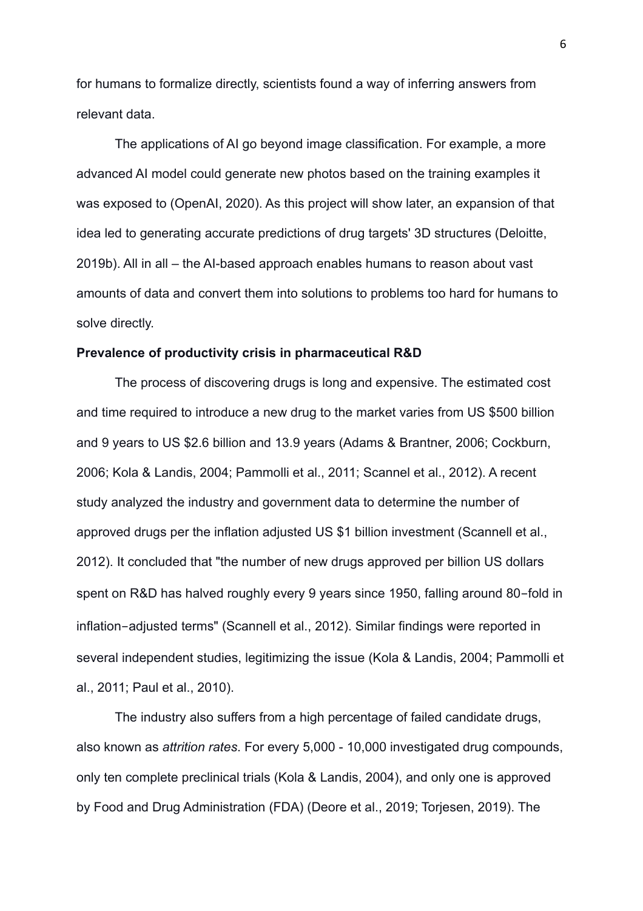for humans to formalize directly, scientists found a way of inferring answers from relevant data.

The applications of AI go beyond image classification. For example, a more advanced AI model could generate new photos based on the training examples it was exposed to (OpenAI, 2020). As this project will show later, an expansion of that idea led to generating accurate predictions of drug targets' 3D structures (Deloitte, 2019b). All in all – the AI-based approach enables humans to reason about vast amounts of data and convert them into solutions to problems too hard for humans to solve directly.

**Prevalence of productivity crisis in pharmaceutical R&D**

The process of discovering drugs is long and expensive. The estimated cost and time required to introduce a new drug to the market varies from US $500 billion and 9 years to US $2.6 billion and 13.9 years (Adams & Brantner, 2006; Cockburn, 2006; Kola & Landis, 2004; Pammolli et al., 2011; Scannel et al., 2012). A recent study analyzed the industry and government data to determine the number of approved drugs per the inflation adjusted US $1 billion investment (Scannell et al., 2012). It concluded that "the number of new drugs approved per billion US dollars spent on R&D has halved roughly every 9 years since 1950, falling around 80−fold in inflation−adjusted terms" (Scannell et al., 2012). Similar findings were reported in several independent studies, legitimizing the issue (Kola & Landis, 2004; Pammolli et al., 2011; Paul et al., 2010).

The industry also suffers from a high percentage of failed candidate drugs, also known as *attrition rates*. For every 5,000 - 10,000 investigated drug compounds, only ten complete preclinical trials (Kola & Landis, 2004), and only one is approved by Food and Drug Administration (FDA) (Deore et al., 2019; Torjesen, 2019). The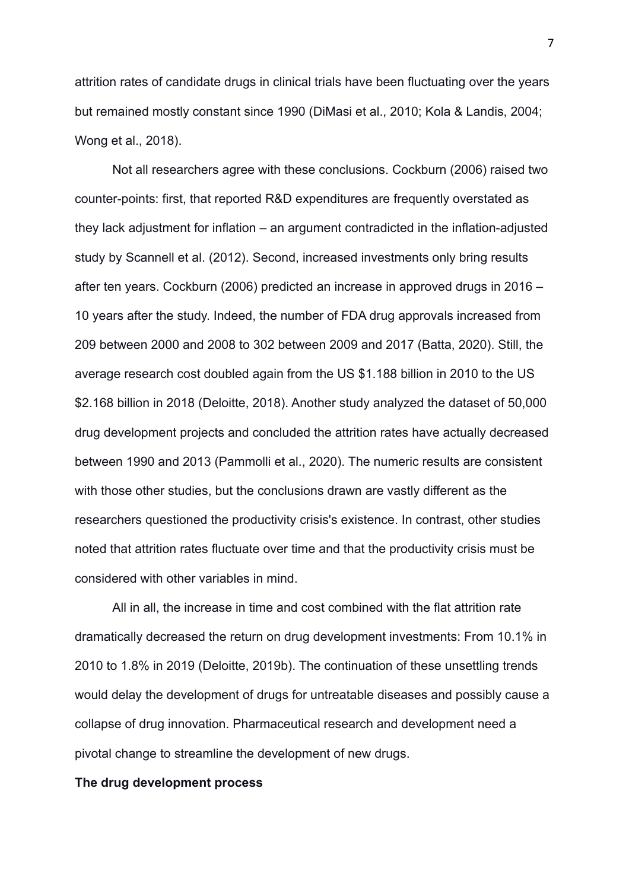attrition rates of candidate drugs in clinical trials have been fluctuating over the years but remained mostly constant since 1990 (DiMasi et al., 2010; Kola & Landis, 2004; Wong et al., 2018).

Not all researchers agree with these conclusions. Cockburn (2006) raised two counter-points: first, that reported R&D expenditures are frequently overstated as they lack adjustment for inflation – an argument contradicted in the inflation-adjusted study by Scannell et al. (2012). Second, increased investments only bring results after ten years. Cockburn (2006) predicted an increase in approved drugs in 2016 – 10 years after the study. Indeed, the number of FDA drug approvals increased from 209 between 2000 and 2008 to 302 between 2009 and 2017 (Batta, 2020). Still, the average research cost doubled again from the US $1.188 billion in 2010 to the US $2.168 billion in 2018 (Deloitte, 2018). Another study analyzed the dataset of 50,000 drug development projects and concluded the attrition rates have actually decreased between 1990 and 2013 (Pammolli et al., 2020). The numeric results are consistent with those other studies, but the conclusions drawn are vastly different as the researchers questioned the productivity crisis's existence. In contrast, other studies noted that attrition rates fluctuate over time and that the productivity crisis must be considered with other variables in mind.

All in all, the increase in time and cost combined with the flat attrition rate dramatically decreased the return on drug development investments: From 10.1% in 2010 to 1.8% in 2019 (Deloitte, 2019b). The continuation of these unsettling trends would delay the development of drugs for untreatable diseases and possibly cause a collapse of drug innovation. Pharmaceutical research and development need a pivotal change to streamline the development of new drugs.

**The drug development process**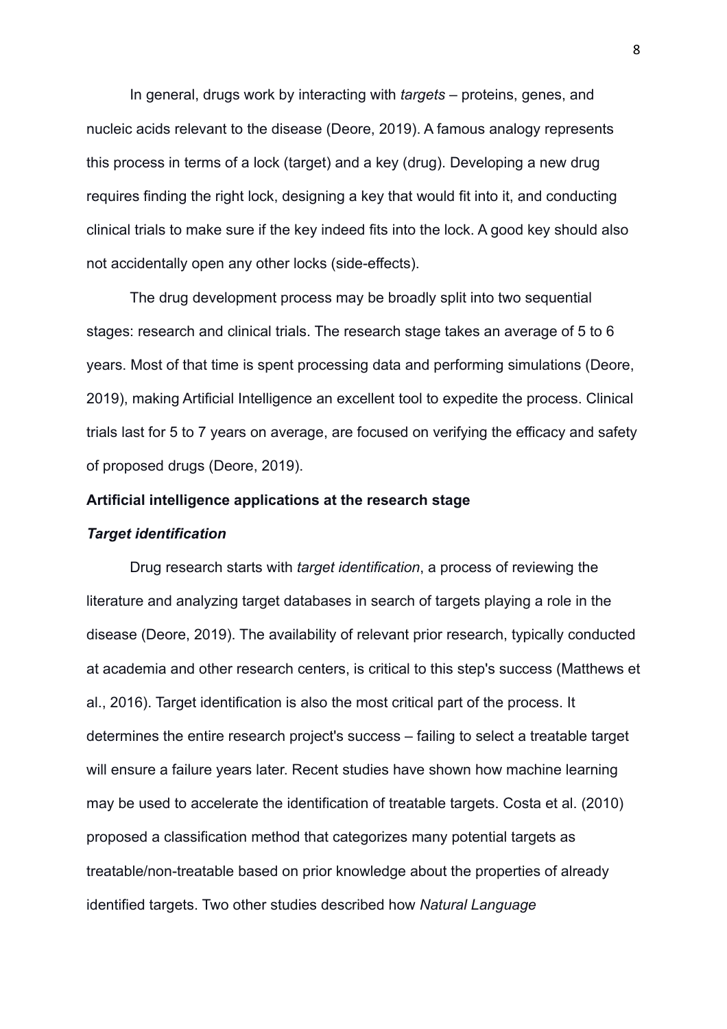In general, drugs work by interacting with *targets* – proteins, genes, and nucleic acids relevant to the disease (Deore, 2019). A famous analogy represents this process in terms of a lock (target) and a key (drug). Developing a new drug requires finding the right lock, designing a key that would fit into it, and conducting clinical trials to make sure if the key indeed fits into the lock. A good key should also not accidentally open any other locks (side-effects).

The drug development process may be broadly split into two sequential stages: research and clinical trials. The research stage takes an average of 5 to 6 years. Most of that time is spent processing data and performing simulations (Deore, 2019), making Artificial Intelligence an excellent tool to expedite the process. Clinical trials last for 5 to 7 years on average, are focused on verifying the efficacy and safety of proposed drugs (Deore, 2019).

**Artificial intelligence applications at the research stage**

***Target identification***

Drug research starts with *target identification*, a process of reviewing the literature and analyzing target databases in search of targets playing a role in the disease (Deore, 2019). The availability of relevant prior research, typically conducted at academia and other research centers, is critical to this step's success (Matthews et al., 2016). Target identification is also the most critical part of the process. It determines the entire research project's success – failing to select a treatable target will ensure a failure years later. Recent studies have shown how machine learning may be used to accelerate the identification of treatable targets. Costa et al. (2010) proposed a classification method that categorizes many potential targets as treatable/non-treatable based on prior knowledge about the properties of already identified targets. Two other studies described how *Natural Language*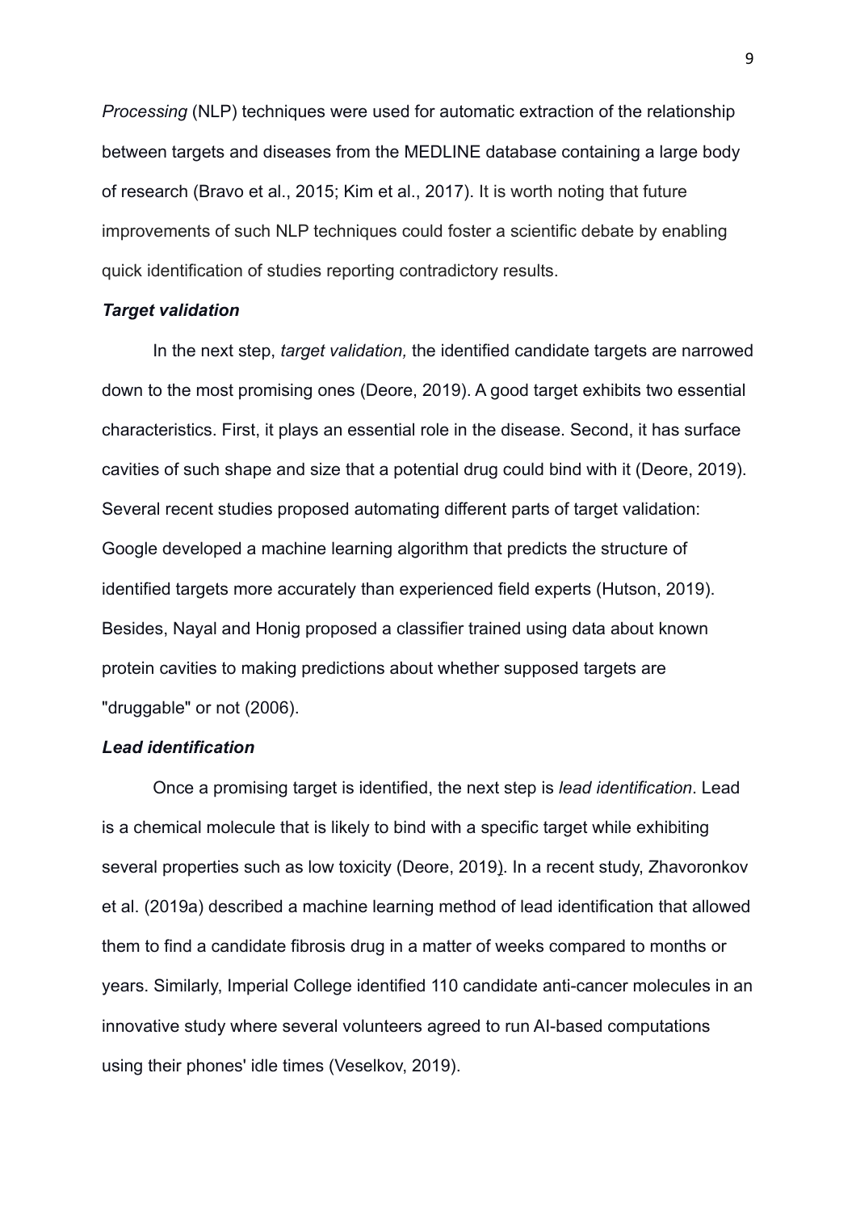*Processing* (NLP) techniques were used for automatic extraction of the relationship between targets and diseases from the MEDLINE database containing a large body of research (Bravo et al., 2015; Kim et al., 2017). It is worth noting that future improvements of such NLP techniques could foster a scientific debate by enabling quick identification of studies reporting contradictory results.

### *Target validation*

In the next step, *target validation,* the identified candidate targets are narrowed down to the most promising ones (Deore, 2019). A good target exhibits two essential characteristics. First, it plays an essential role in the disease. Second, it has surface cavities of such shape and size that a potential drug could bind with it (Deore, 2019). Several recent studies proposed automating different parts of target validation: Google developed a machine learning algorithm that predicts the structure of identified targets more accurately than experienced field experts (Hutson, 2019). Besides, Nayal and Honig proposed a classifier trained using data about known protein cavities to making predictions about whether supposed targets are "druggable" or not (2006).

### *Lead identification*

Once a promising target is identified, the next step is *lead identification*. Lead is a chemical molecule that is likely to bind with a specific target while exhibiting several properties such as low toxicity (Deore, 2019). In a recent study, Zhavoronkov et al. (2019a) described a machine learning method of lead identification that allowed them to find a candidate fibrosis drug in a matter of weeks compared to months or years. Similarly, Imperial College identified 110 candidate anti-cancer molecules in an innovative study where several volunteers agreed to run AI-based computations using their phones' idle times (Veselkov, 2019).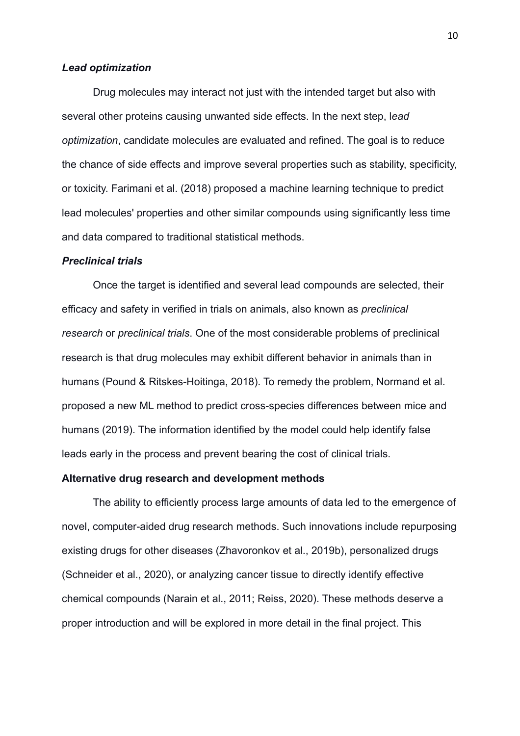### *Lead optimization*

Drug molecules may interact not just with the intended target but also with several other proteins causing unwanted side effects. In the next step, l*ead optimization*, candidate molecules are evaluated and refined. The goal is to reduce the chance of side effects and improve several properties such as stability, specificity, or toxicity. Farimani et al. (2018) proposed a machine learning technique to predict lead molecules' properties and other similar compounds using significantly less time and data compared to traditional statistical methods.

### *Preclinical trials*

Once the target is identified and several lead compounds are selected, their efficacy and safety in verified in trials on animals, also known as *preclinical research* or *preclinical trials*. One of the most considerable problems of preclinical research is that drug molecules may exhibit different behavior in animals than in humans (Pound & Ritskes-Hoitinga, 2018). To remedy the problem, Normand et al. proposed a new ML method to predict cross-species differences between mice and humans (2019). The information identified by the model could help identify false leads early in the process and prevent bearing the cost of clinical trials.

## Alternative drug research and development methods

The ability to efficiently process large amounts of data led to the emergence of novel, computer-aided drug research methods. Such innovations include repurposing existing drugs for other diseases (Zhavoronkov et al., 2019b), personalized drugs (Schneider et al., 2020), or analyzing cancer tissue to directly identify effective chemical compounds (Narain et al., 2011; Reiss, 2020). These methods deserve a proper introduction and will be explored in more detail in the final project. This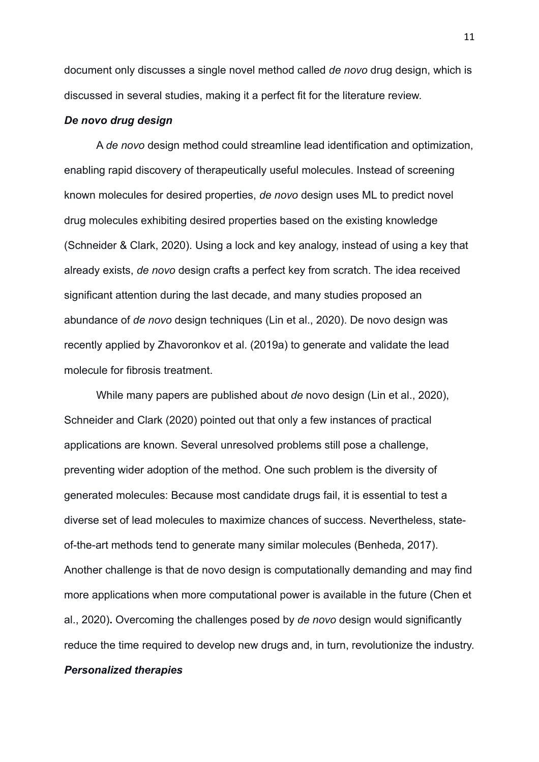document only discusses a single novel method called *de novo* drug design, which is discussed in several studies, making it a perfect fit for the literature review.

### ***De novo drug design***

A *de novo* design method could streamline lead identification and optimization, enabling rapid discovery of therapeutically useful molecules. Instead of screening known molecules for desired properties, *de novo* design uses ML to predict novel drug molecules exhibiting desired properties based on the existing knowledge (Schneider & Clark, 2020). Using a lock and key analogy, instead of using a key that already exists, *de novo* design crafts a perfect key from scratch. The idea received significant attention during the last decade, and many studies proposed an abundance of *de novo* design techniques (Lin et al., 2020). De novo design was recently applied by Zhavoronkov et al. (2019a) to generate and validate the lead molecule for fibrosis treatment.

While many papers are published about *de* novo design (Lin et al., 2020), Schneider and Clark (2020) pointed out that only a few instances of practical applications are known. Several unresolved problems still pose a challenge, preventing wider adoption of the method. One such problem is the diversity of generated molecules: Because most candidate drugs fail, it is essential to test a diverse set of lead molecules to maximize chances of success. Nevertheless, state-of-the-art methods tend to generate many similar molecules (Benheda, 2017). Another challenge is that de novo design is computationally demanding and may find more applications when more computational power is available in the future (Chen et al., 2020)**.** Overcoming the challenges posed by *de novo* design would significantly reduce the time required to develop new drugs and, in turn, revolutionize the industry.

### ***Personalized therapies***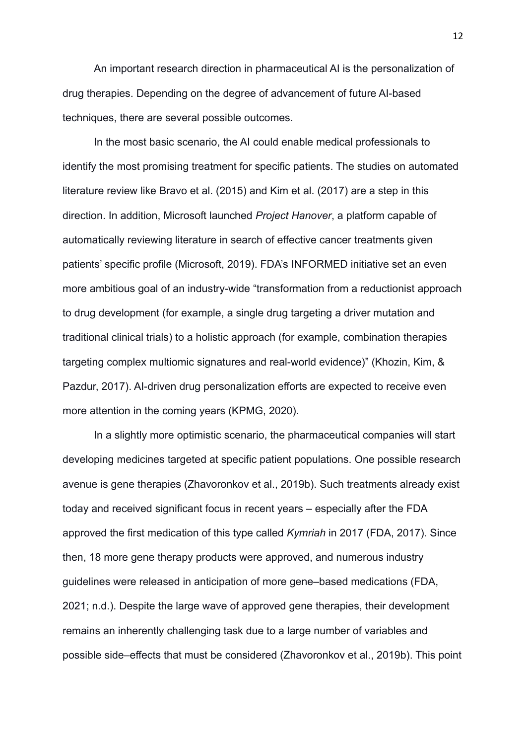An important research direction in pharmaceutical AI is the personalization of drug therapies. Depending on the degree of advancement of future AI-based techniques, there are several possible outcomes.

In the most basic scenario, the AI could enable medical professionals to identify the most promising treatment for specific patients. The studies on automated literature review like Bravo et al. (2015) and Kim et al. (2017) are a step in this direction. In addition, Microsoft launched *Project Hanover*, a platform capable of automatically reviewing literature in search of effective cancer treatments given patients' specific profile (Microsoft, 2019). FDA's INFORMED initiative set an even more ambitious goal of an industry-wide "transformation from a reductionist approach to drug development (for example, a single drug targeting a driver mutation and traditional clinical trials) to a holistic approach (for example, combination therapies targeting complex multiomic signatures and real-world evidence)" (Khozin, Kim, & Pazdur, 2017). AI-driven drug personalization efforts are expected to receive even more attention in the coming years (KPMG, 2020).

In a slightly more optimistic scenario, the pharmaceutical companies will start developing medicines targeted at specific patient populations. One possible research avenue is gene therapies (Zhavoronkov et al., 2019b). Such treatments already exist today and received significant focus in recent years – especially after the FDA approved the first medication of this type called *Kymriah* in 2017 (FDA, 2017). Since then, 18 more gene therapy products were approved, and numerous industry guidelines were released in anticipation of more gene–based medications (FDA, 2021; n.d.). Despite the large wave of approved gene therapies, their development remains an inherently challenging task due to a large number of variables and possible side–effects that must be considered (Zhavoronkov et al., 2019b). This point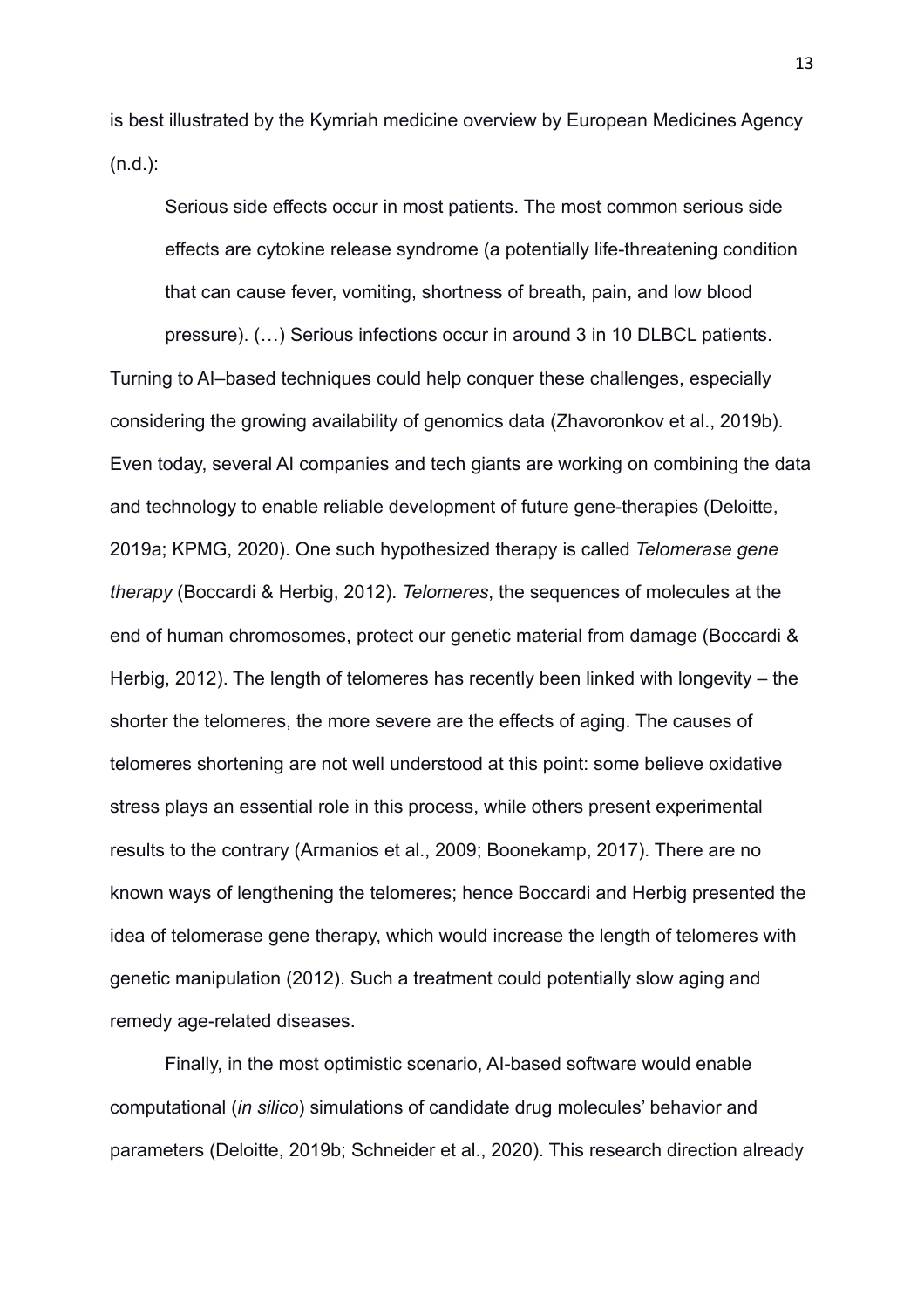is best illustrated by the Kymriah medicine overview by European Medicines Agency (n.d.):

> Serious side effects occur in most patients. The most common serious side effects are cytokine release syndrome (a potentially life-threatening condition that can cause fever, vomiting, shortness of breath, pain, and low blood pressure). (…) Serious infections occur in around 3 in 10 DLBCL patients.

Turning to AI–based techniques could help conquer these challenges, especially considering the growing availability of genomics data (Zhavoronkov et al., 2019b). Even today, several AI companies and tech giants are working on combining the data and technology to enable reliable development of future gene-therapies (Deloitte, 2019a; KPMG, 2020). One such hypothesized therapy is called *Telomerase gene therapy* (Boccardi & Herbig, 2012). *Telomeres*, the sequences of molecules at the end of human chromosomes, protect our genetic material from damage (Boccardi & Herbig, 2012). The length of telomeres has recently been linked with longevity – the shorter the telomeres, the more severe are the effects of aging. The causes of telomeres shortening are not well understood at this point: some believe oxidative stress plays an essential role in this process, while others present experimental results to the contrary (Armanios et al., 2009; Boonekamp, 2017). There are no known ways of lengthening the telomeres; hence Boccardi and Herbig presented the idea of telomerase gene therapy, which would increase the length of telomeres with genetic manipulation (2012). Such a treatment could potentially slow aging and remedy age-related diseases.

Finally, in the most optimistic scenario, AI-based software would enable computational (*in silico*) simulations of candidate drug molecules' behavior and parameters (Deloitte, 2019b; Schneider et al., 2020). This research direction already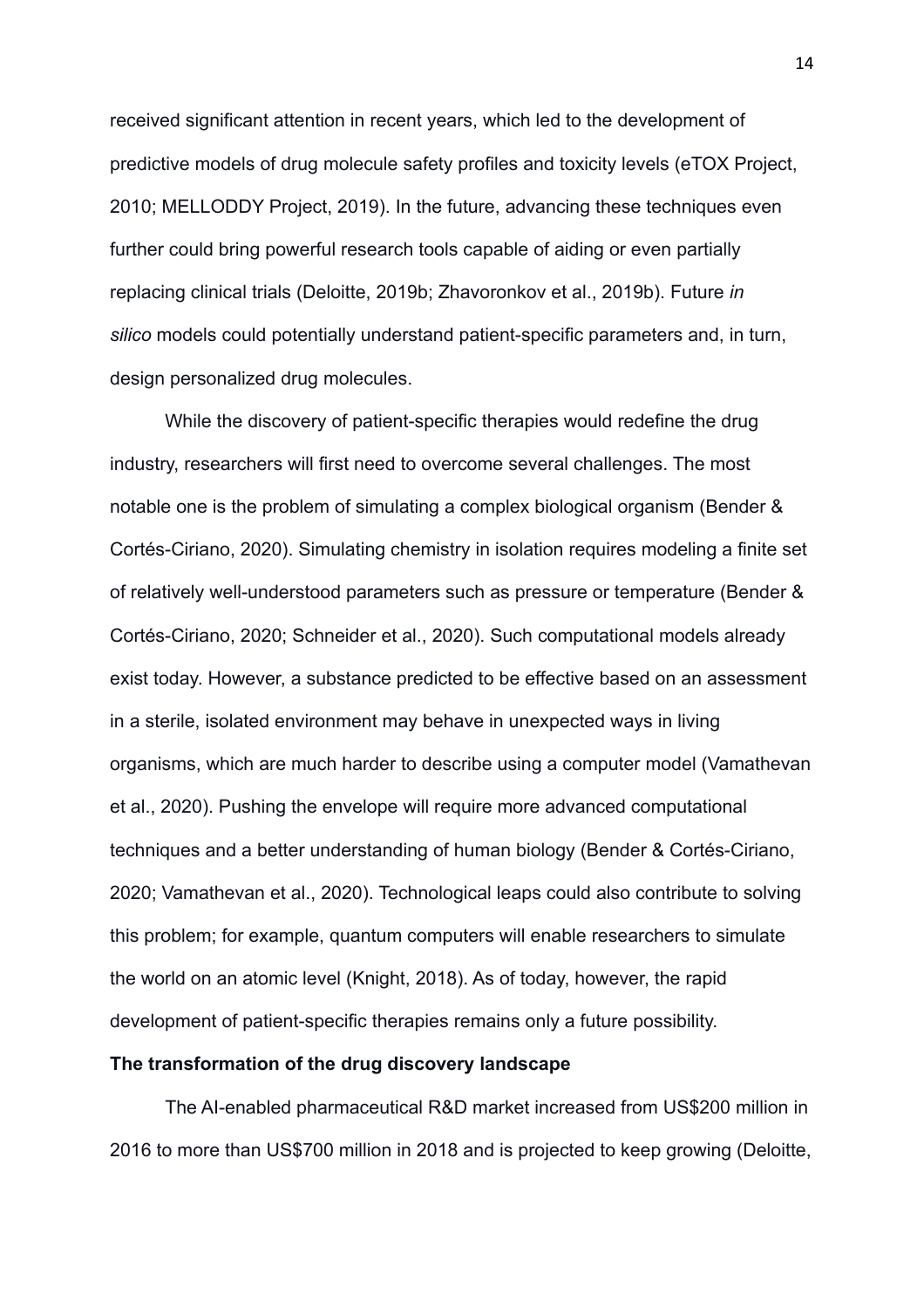received significant attention in recent years, which led to the development of predictive models of drug molecule safety profiles and toxicity levels (eTOX Project, 2010; MELLODDY Project, 2019). In the future, advancing these techniques even further could bring powerful research tools capable of aiding or even partially replacing clinical trials (Deloitte, 2019b; Zhavoronkov et al., 2019b). Future *in silico* models could potentially understand patient-specific parameters and, in turn, design personalized drug molecules.

While the discovery of patient-specific therapies would redefine the drug industry, researchers will first need to overcome several challenges. The most notable one is the problem of simulating a complex biological organism (Bender & Cortés-Ciriano, 2020). Simulating chemistry in isolation requires modeling a finite set of relatively well-understood parameters such as pressure or temperature (Bender & Cortés-Ciriano, 2020; Schneider et al., 2020). Such computational models already exist today. However, a substance predicted to be effective based on an assessment in a sterile, isolated environment may behave in unexpected ways in living organisms, which are much harder to describe using a computer model (Vamathevan et al., 2020). Pushing the envelope will require more advanced computational techniques and a better understanding of human biology (Bender & Cortés-Ciriano, 2020; Vamathevan et al., 2020). Technological leaps could also contribute to solving this problem; for example, quantum computers will enable researchers to simulate the world on an atomic level (Knight, 2018). As of today, however, the rapid development of patient-specific therapies remains only a future possibility.

**The transformation of the drug discovery landscape**

The AI-enabled pharmaceutical R&D market increased from US$200 million in 2016 to more than US$700 million in 2018 and is projected to keep growing (Deloitte,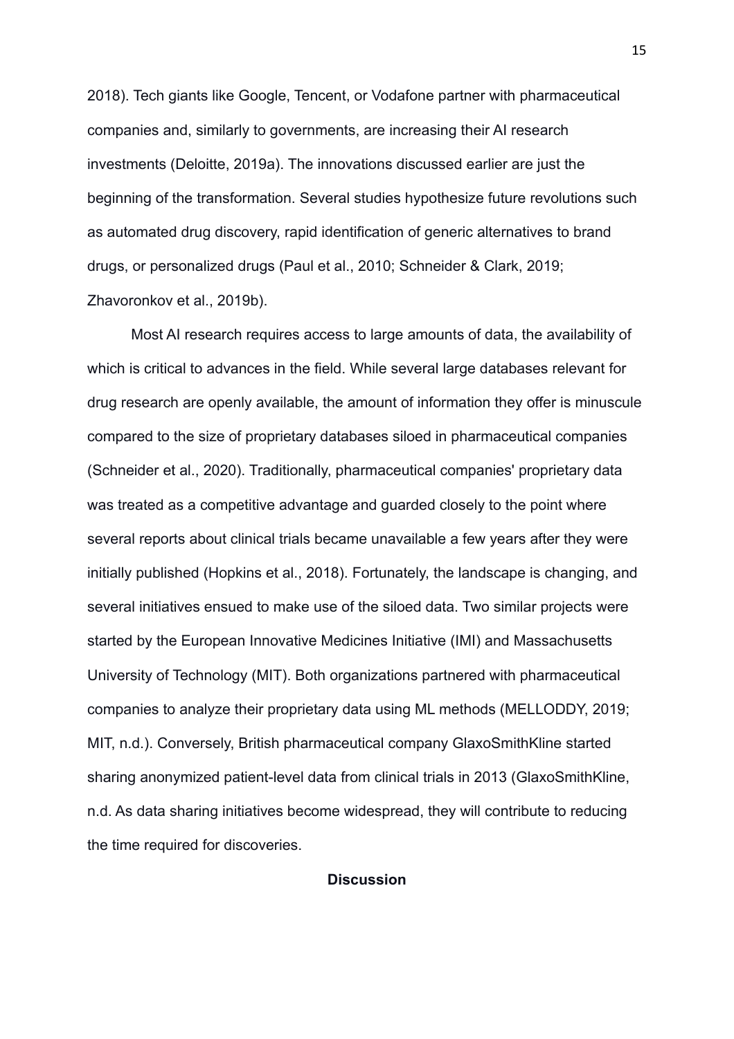2018). Tech giants like Google, Tencent, or Vodafone partner with pharmaceutical companies and, similarly to governments, are increasing their AI research investments (Deloitte, 2019a). The innovations discussed earlier are just the beginning of the transformation. Several studies hypothesize future revolutions such as automated drug discovery, rapid identification of generic alternatives to brand drugs, or personalized drugs (Paul et al., 2010; Schneider & Clark, 2019; Zhavoronkov et al., 2019b).

Most AI research requires access to large amounts of data, the availability of which is critical to advances in the field. While several large databases relevant for drug research are openly available, the amount of information they offer is minuscule compared to the size of proprietary databases siloed in pharmaceutical companies (Schneider et al., 2020). Traditionally, pharmaceutical companies' proprietary data was treated as a competitive advantage and guarded closely to the point where several reports about clinical trials became unavailable a few years after they were initially published (Hopkins et al., 2018). Fortunately, the landscape is changing, and several initiatives ensued to make use of the siloed data. Two similar projects were started by the European Innovative Medicines Initiative (IMI) and Massachusetts University of Technology (MIT). Both organizations partnered with pharmaceutical companies to analyze their proprietary data using ML methods (MELLODDY, 2019; MIT, n.d.). Conversely, British pharmaceutical company GlaxoSmithKline started sharing anonymized patient-level data from clinical trials in 2013 (GlaxoSmithKline, n.d. As data sharing initiatives become widespread, they will contribute to reducing the time required for discoveries.

## Discussion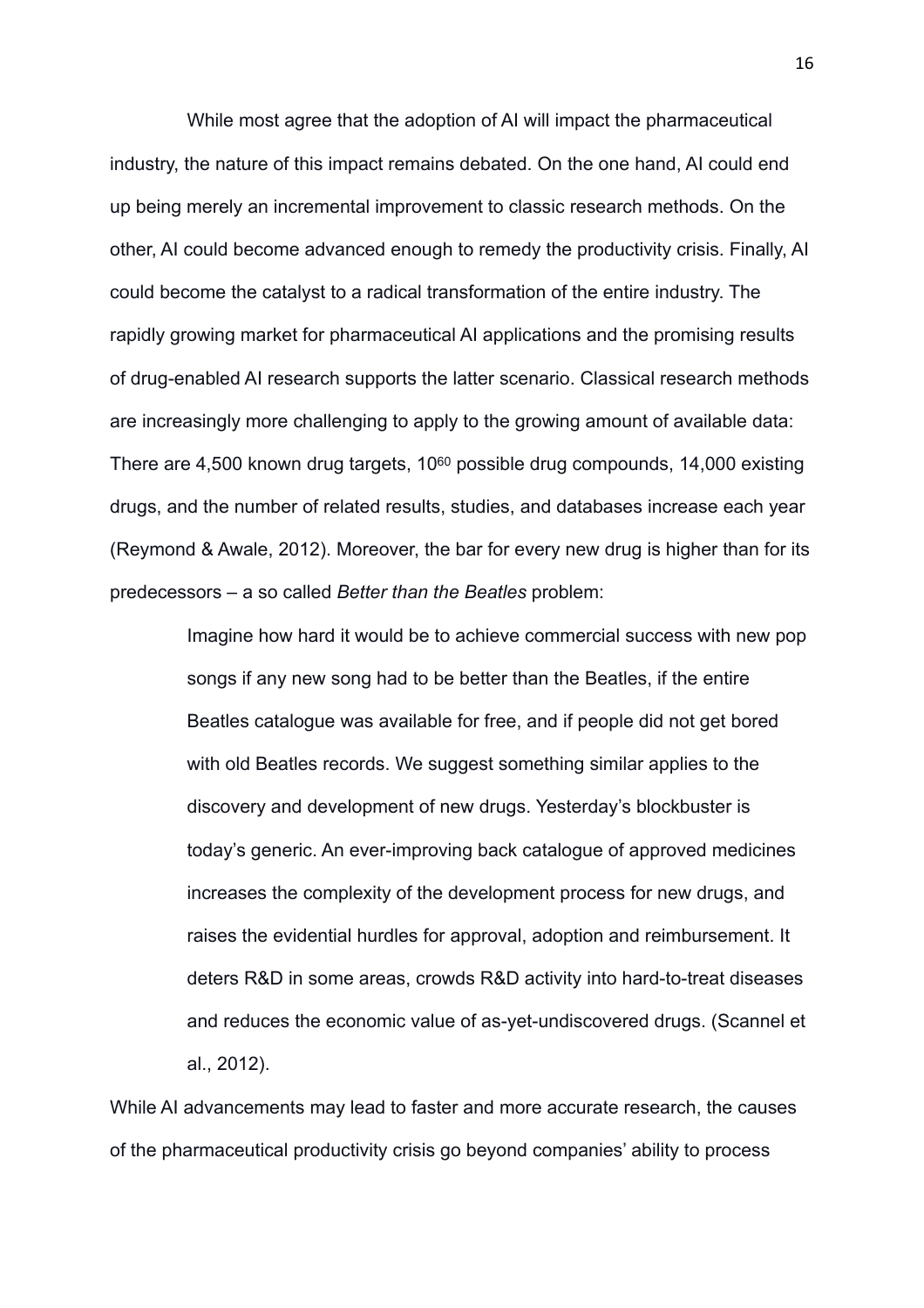While most agree that the adoption of AI will impact the pharmaceutical industry, the nature of this impact remains debated. On the one hand, AI could end up being merely an incremental improvement to classic research methods. On the other, AI could become advanced enough to remedy the productivity crisis. Finally, AI could become the catalyst to a radical transformation of the entire industry. The rapidly growing market for pharmaceutical AI applications and the promising results of drug-enabled AI research supports the latter scenario. Classical research methods are increasingly more challenging to apply to the growing amount of available data: There are 4,500 known drug targets, $10^{60}$ possible drug compounds, 14,000 existing drugs, and the number of related results, studies, and databases increase each year (Reymond & Awale, 2012). Moreover, the bar for every new drug is higher than for its predecessors – a so called *Better than the Beatles* problem:

> Imagine how hard it would be to achieve commercial success with new pop songs if any new song had to be better than the Beatles, if the entire Beatles catalogue was available for free, and if people did not get bored with old Beatles records. We suggest something similar applies to the discovery and development of new drugs. Yesterday's blockbuster is today's generic. An ever-improving back catalogue of approved medicines increases the complexity of the development process for new drugs, and raises the evidential hurdles for approval, adoption and reimbursement. It deters R&D in some areas, crowds R&D activity into hard-to-treat diseases and reduces the economic value of as-yet-undiscovered drugs. (Scannel et al., 2012).

While AI advancements may lead to faster and more accurate research, the causes of the pharmaceutical productivity crisis go beyond companies' ability to process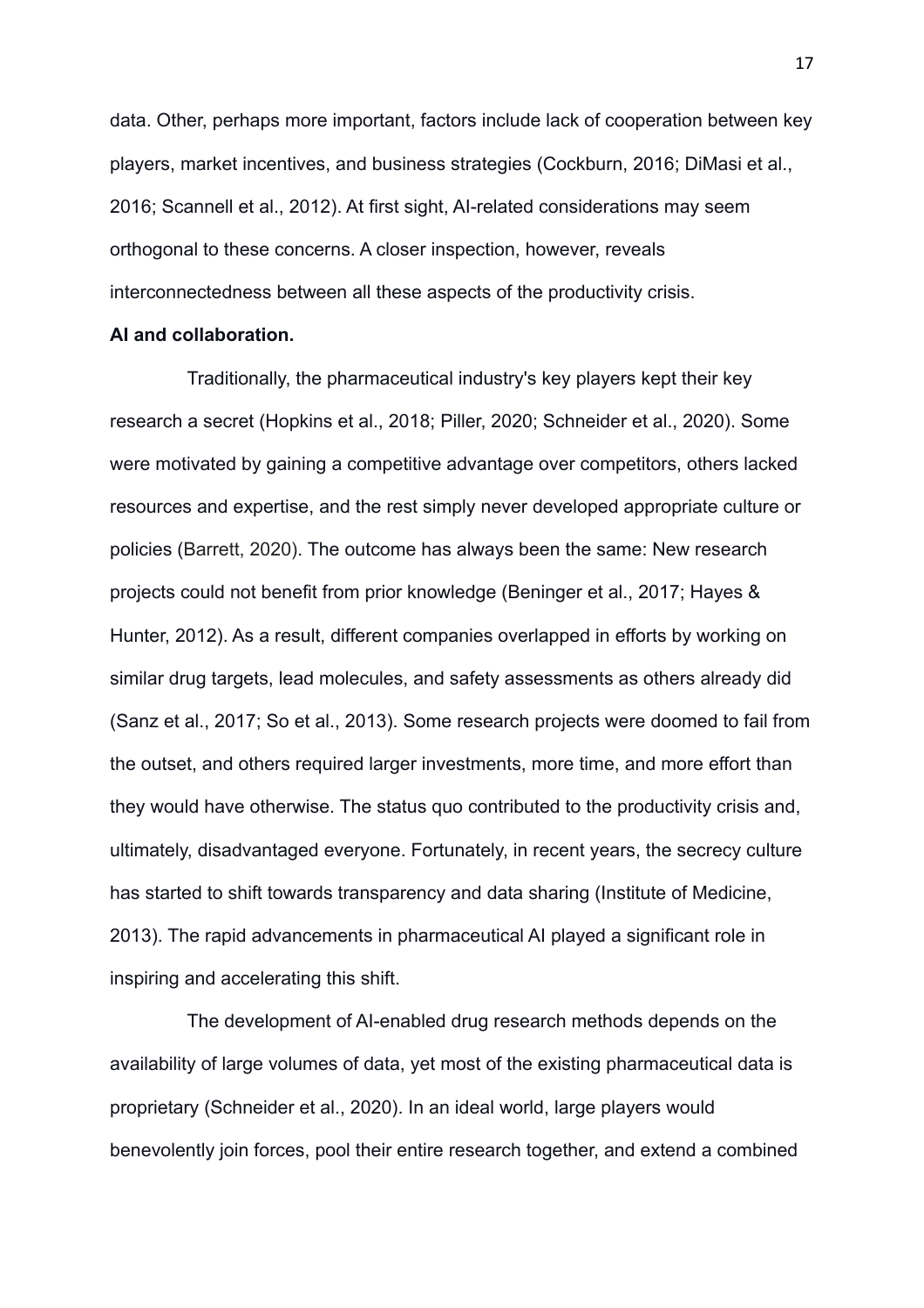data. Other, perhaps more important, factors include lack of cooperation between key players, market incentives, and business strategies (Cockburn, 2016; DiMasi et al., 2016; Scannell et al., 2012). At first sight, AI-related considerations may seem orthogonal to these concerns. A closer inspection, however, reveals interconnectedness between all these aspects of the productivity crisis.

**AI and collaboration.**

Traditionally, the pharmaceutical industry's key players kept their key research a secret (Hopkins et al., 2018; Piller, 2020; Schneider et al., 2020). Some were motivated by gaining a competitive advantage over competitors, others lacked resources and expertise, and the rest simply never developed appropriate culture or policies (Barrett, 2020). The outcome has always been the same: New research projects could not benefit from prior knowledge (Beninger et al., 2017; Hayes & Hunter, 2012). As a result, different companies overlapped in efforts by working on similar drug targets, lead molecules, and safety assessments as others already did (Sanz et al., 2017; So et al., 2013). Some research projects were doomed to fail from the outset, and others required larger investments, more time, and more effort than they would have otherwise. The status quo contributed to the productivity crisis and, ultimately, disadvantaged everyone. Fortunately, in recent years, the secrecy culture has started to shift towards transparency and data sharing (Institute of Medicine, 2013). The rapid advancements in pharmaceutical AI played a significant role in inspiring and accelerating this shift.

The development of AI-enabled drug research methods depends on the availability of large volumes of data, yet most of the existing pharmaceutical data is proprietary (Schneider et al., 2020). In an ideal world, large players would benevolently join forces, pool their entire research together, and extend a combined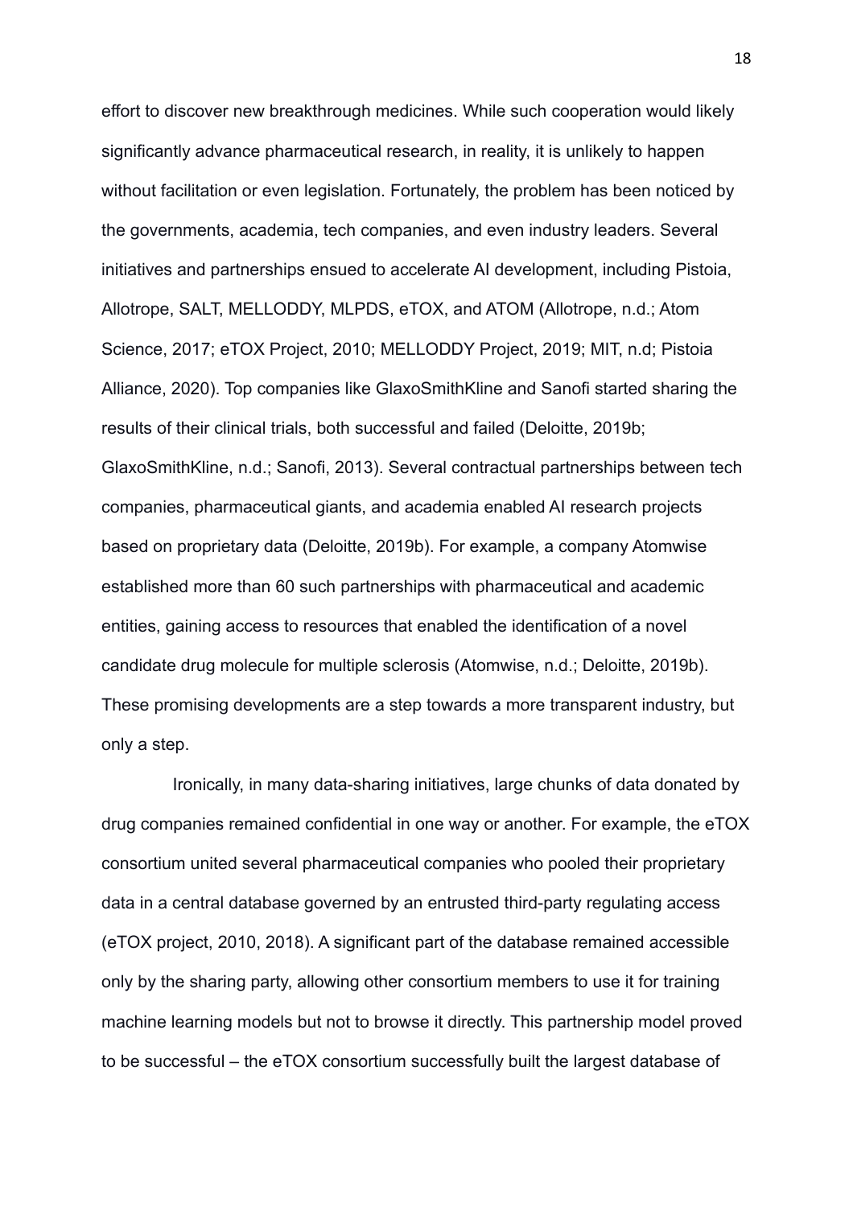effort to discover new breakthrough medicines. While such cooperation would likely significantly advance pharmaceutical research, in reality, it is unlikely to happen without facilitation or even legislation. Fortunately, the problem has been noticed by the governments, academia, tech companies, and even industry leaders. Several initiatives and partnerships ensued to accelerate AI development, including Pistoia, Allotrope, SALT, MELLODDY, MLPDS, eTOX, and ATOM (Allotrope, n.d.; Atom Science, 2017; eTOX Project, 2010; MELLODDY Project, 2019; MIT, n.d; Pistoia Alliance, 2020). Top companies like GlaxoSmithKline and Sanofi started sharing the results of their clinical trials, both successful and failed (Deloitte, 2019b; GlaxoSmithKline, n.d.; Sanofi, 2013). Several contractual partnerships between tech companies, pharmaceutical giants, and academia enabled AI research projects based on proprietary data (Deloitte, 2019b). For example, a company Atomwise established more than 60 such partnerships with pharmaceutical and academic entities, gaining access to resources that enabled the identification of a novel candidate drug molecule for multiple sclerosis (Atomwise, n.d.; Deloitte, 2019b). These promising developments are a step towards a more transparent industry, but only a step.

Ironically, in many data-sharing initiatives, large chunks of data donated by drug companies remained confidential in one way or another. For example, the eTOX consortium united several pharmaceutical companies who pooled their proprietary data in a central database governed by an entrusted third-party regulating access (eTOX project, 2010, 2018). A significant part of the database remained accessible only by the sharing party, allowing other consortium members to use it for training machine learning models but not to browse it directly. This partnership model proved to be successful – the eTOX consortium successfully built the largest database of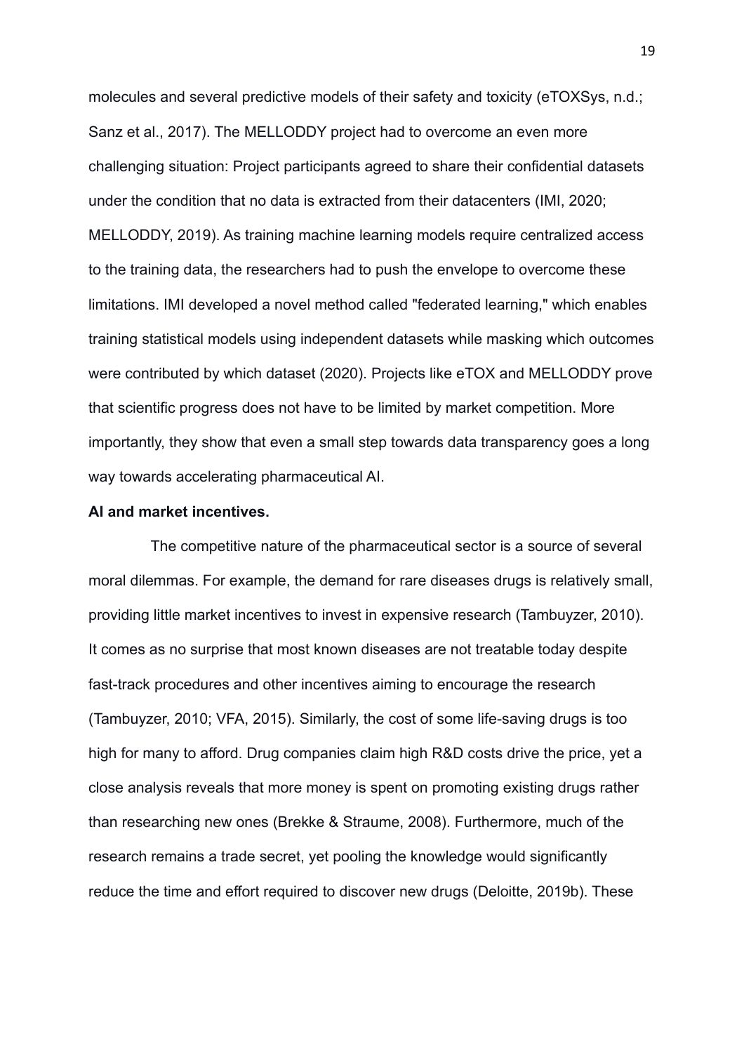molecules and several predictive models of their safety and toxicity (eTOXSys, n.d.; Sanz et al., 2017). The MELLODDY project had to overcome an even more challenging situation: Project participants agreed to share their confidential datasets under the condition that no data is extracted from their datacenters (IMI, 2020; MELLODDY, 2019). As training machine learning models require centralized access to the training data, the researchers had to push the envelope to overcome these limitations. IMI developed a novel method called "federated learning," which enables training statistical models using independent datasets while masking which outcomes were contributed by which dataset (2020). Projects like eTOX and MELLODDY prove that scientific progress does not have to be limited by market competition. More importantly, they show that even a small step towards data transparency goes a long way towards accelerating pharmaceutical AI.

**AI and market incentives.**

The competitive nature of the pharmaceutical sector is a source of several moral dilemmas. For example, the demand for rare diseases drugs is relatively small, providing little market incentives to invest in expensive research (Tambuyzer, 2010). It comes as no surprise that most known diseases are not treatable today despite fast-track procedures and other incentives aiming to encourage the research (Tambuyzer, 2010; VFA, 2015). Similarly, the cost of some life-saving drugs is too high for many to afford. Drug companies claim high R&D costs drive the price, yet a close analysis reveals that more money is spent on promoting existing drugs rather than researching new ones (Brekke & Straume, 2008). Furthermore, much of the research remains a trade secret, yet pooling the knowledge would significantly reduce the time and effort required to discover new drugs (Deloitte, 2019b). These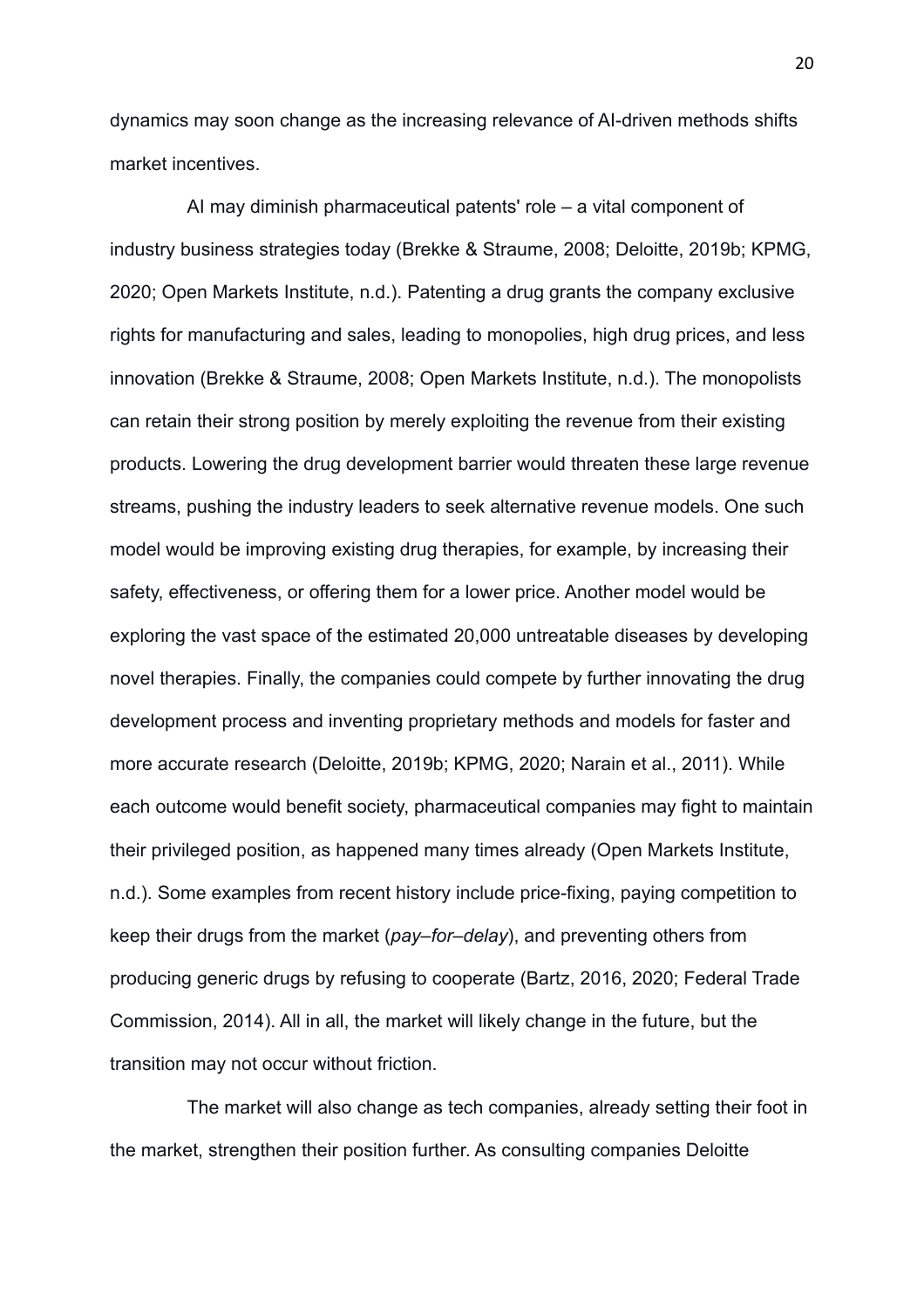dynamics may soon change as the increasing relevance of AI-driven methods shifts market incentives.

AI may diminish pharmaceutical patents' role – a vital component of industry business strategies today (Brekke & Straume, 2008; Deloitte, 2019b; KPMG, 2020; Open Markets Institute, n.d.). Patenting a drug grants the company exclusive rights for manufacturing and sales, leading to monopolies, high drug prices, and less innovation (Brekke & Straume, 2008; Open Markets Institute, n.d.). The monopolists can retain their strong position by merely exploiting the revenue from their existing products. Lowering the drug development barrier would threaten these large revenue streams, pushing the industry leaders to seek alternative revenue models. One such model would be improving existing drug therapies, for example, by increasing their safety, effectiveness, or offering them for a lower price. Another model would be exploring the vast space of the estimated 20,000 untreatable diseases by developing novel therapies. Finally, the companies could compete by further innovating the drug development process and inventing proprietary methods and models for faster and more accurate research (Deloitte, 2019b; KPMG, 2020; Narain et al., 2011). While each outcome would benefit society, pharmaceutical companies may fight to maintain their privileged position, as happened many times already (Open Markets Institute, n.d.). Some examples from recent history include price-fixing, paying competition to keep their drugs from the market (*pay–for–delay*), and preventing others from producing generic drugs by refusing to cooperate (Bartz, 2016, 2020; Federal Trade Commission, 2014). All in all, the market will likely change in the future, but the transition may not occur without friction.

The market will also change as tech companies, already setting their foot in the market, strengthen their position further. As consulting companies Deloitte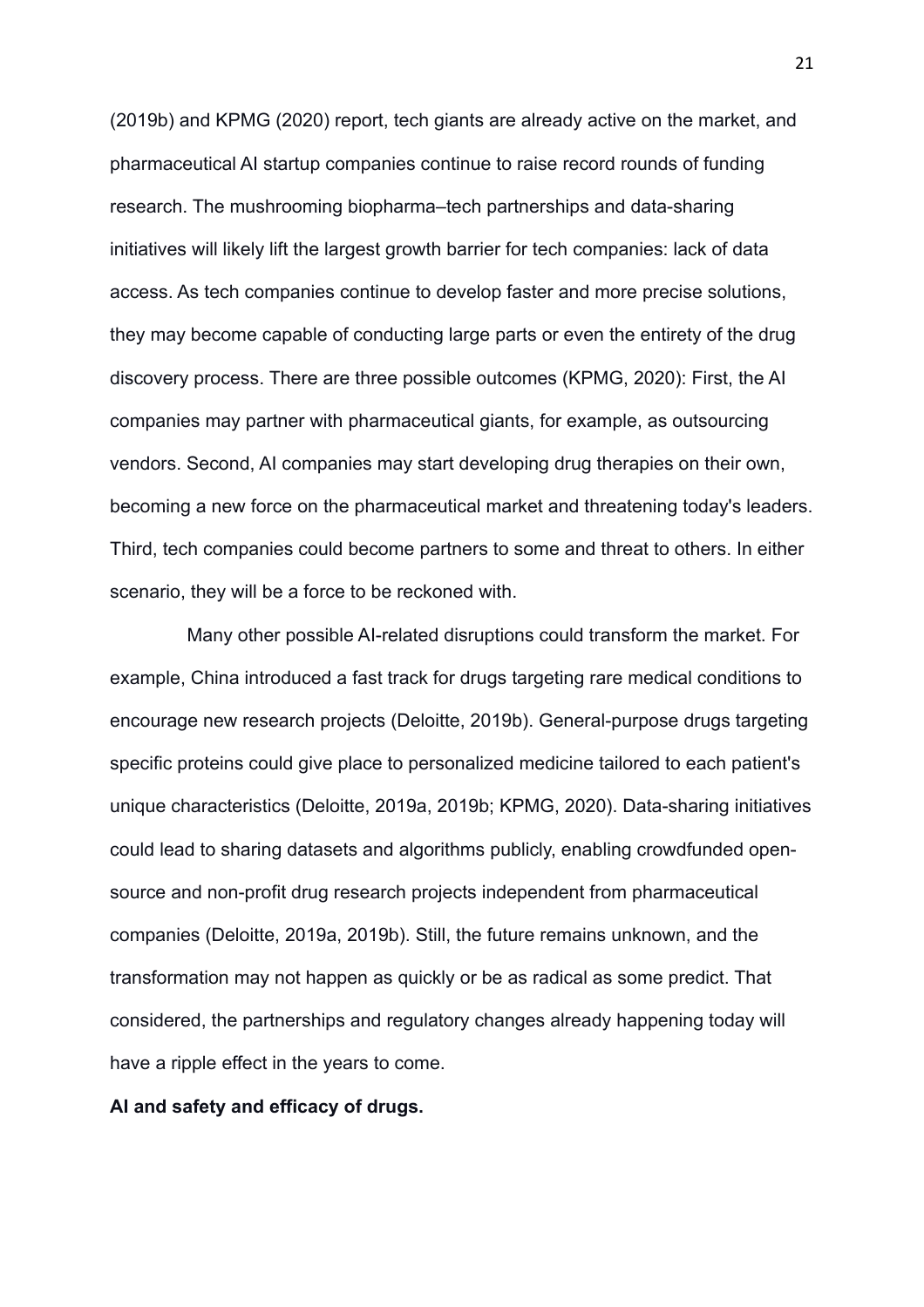(2019b) and KPMG (2020) report, tech giants are already active on the market, and pharmaceutical AI startup companies continue to raise record rounds of funding research. The mushrooming biopharma–tech partnerships and data-sharing initiatives will likely lift the largest growth barrier for tech companies: lack of data access. As tech companies continue to develop faster and more precise solutions, they may become capable of conducting large parts or even the entirety of the drug discovery process. There are three possible outcomes (KPMG, 2020): First, the AI companies may partner with pharmaceutical giants, for example, as outsourcing vendors. Second, AI companies may start developing drug therapies on their own, becoming a new force on the pharmaceutical market and threatening today's leaders. Third, tech companies could become partners to some and threat to others. In either scenario, they will be a force to be reckoned with.

Many other possible AI-related disruptions could transform the market. For example, China introduced a fast track for drugs targeting rare medical conditions to encourage new research projects (Deloitte, 2019b). General-purpose drugs targeting specific proteins could give place to personalized medicine tailored to each patient's unique characteristics (Deloitte, 2019a, 2019b; KPMG, 2020). Data-sharing initiatives could lead to sharing datasets and algorithms publicly, enabling crowdfunded open-source and non-profit drug research projects independent from pharmaceutical companies (Deloitte, 2019a, 2019b). Still, the future remains unknown, and the transformation may not happen as quickly or be as radical as some predict. That considered, the partnerships and regulatory changes already happening today will have a ripple effect in the years to come.

**AI and safety and efficacy of drugs.**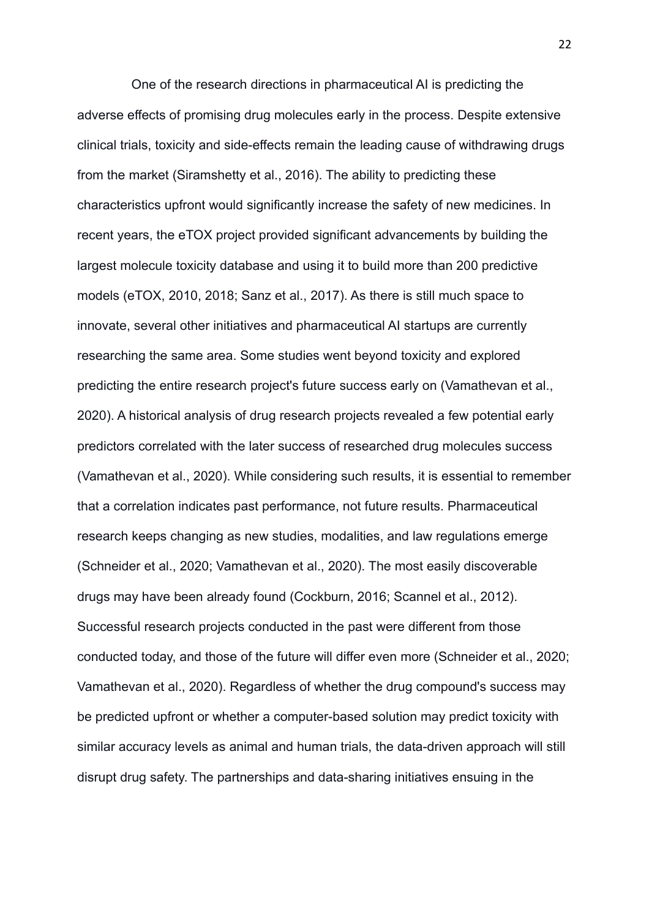One of the research directions in pharmaceutical AI is predicting the adverse effects of promising drug molecules early in the process. Despite extensive clinical trials, toxicity and side-effects remain the leading cause of withdrawing drugs from the market (Siramshetty et al., 2016). The ability to predicting these characteristics upfront would significantly increase the safety of new medicines. In recent years, the eTOX project provided significant advancements by building the largest molecule toxicity database and using it to build more than 200 predictive models (eTOX, 2010, 2018; Sanz et al., 2017). As there is still much space to innovate, several other initiatives and pharmaceutical AI startups are currently researching the same area. Some studies went beyond toxicity and explored predicting the entire research project's future success early on (Vamathevan et al., 2020). A historical analysis of drug research projects revealed a few potential early predictors correlated with the later success of researched drug molecules success (Vamathevan et al., 2020). While considering such results, it is essential to remember that a correlation indicates past performance, not future results. Pharmaceutical research keeps changing as new studies, modalities, and law regulations emerge (Schneider et al., 2020; Vamathevan et al., 2020). The most easily discoverable drugs may have been already found (Cockburn, 2016; Scannel et al., 2012). Successful research projects conducted in the past were different from those conducted today, and those of the future will differ even more (Schneider et al., 2020; Vamathevan et al., 2020). Regardless of whether the drug compound's success may be predicted upfront or whether a computer-based solution may predict toxicity with similar accuracy levels as animal and human trials, the data-driven approach will still disrupt drug safety. The partnerships and data-sharing initiatives ensuing in the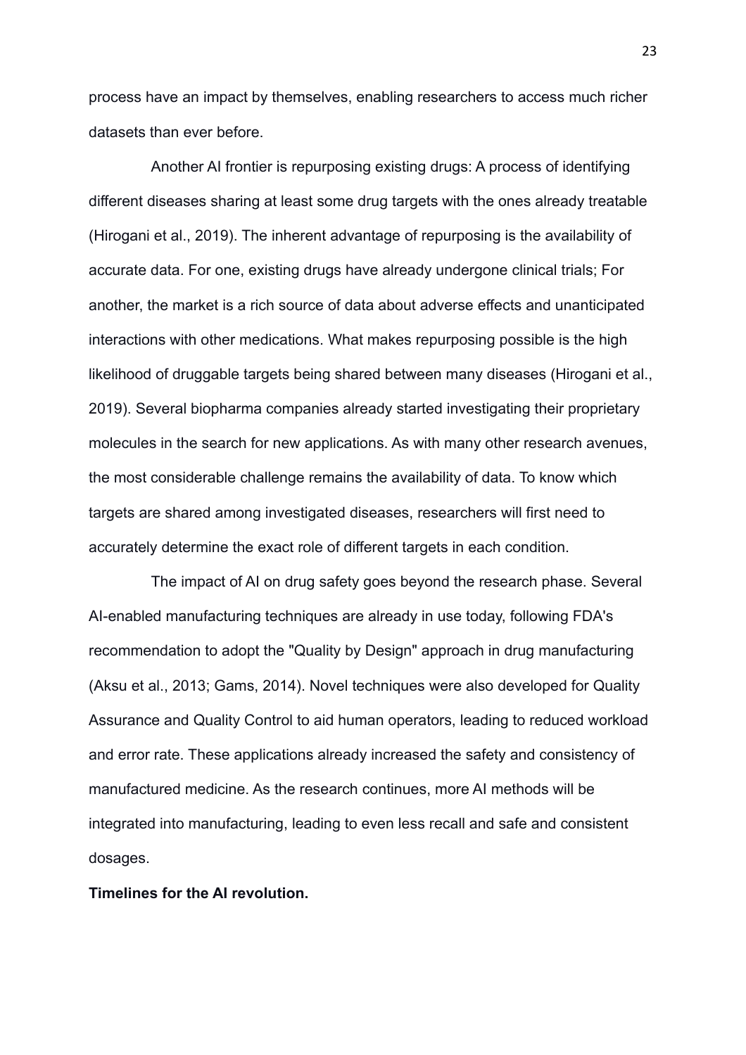process have an impact by themselves, enabling researchers to access much richer datasets than ever before.

Another AI frontier is repurposing existing drugs: A process of identifying different diseases sharing at least some drug targets with the ones already treatable (Hirogani et al., 2019). The inherent advantage of repurposing is the availability of accurate data. For one, existing drugs have already undergone clinical trials; For another, the market is a rich source of data about adverse effects and unanticipated interactions with other medications. What makes repurposing possible is the high likelihood of druggable targets being shared between many diseases (Hirogani et al., 2019). Several biopharma companies already started investigating their proprietary molecules in the search for new applications. As with many other research avenues, the most considerable challenge remains the availability of data. To know which targets are shared among investigated diseases, researchers will first need to accurately determine the exact role of different targets in each condition.

The impact of AI on drug safety goes beyond the research phase. Several AI-enabled manufacturing techniques are already in use today, following FDA's recommendation to adopt the "Quality by Design" approach in drug manufacturing (Aksu et al., 2013; Gams, 2014). Novel techniques were also developed for Quality Assurance and Quality Control to aid human operators, leading to reduced workload and error rate. These applications already increased the safety and consistency of manufactured medicine. As the research continues, more AI methods will be integrated into manufacturing, leading to even less recall and safe and consistent dosages.

**Timelines for the AI revolution.**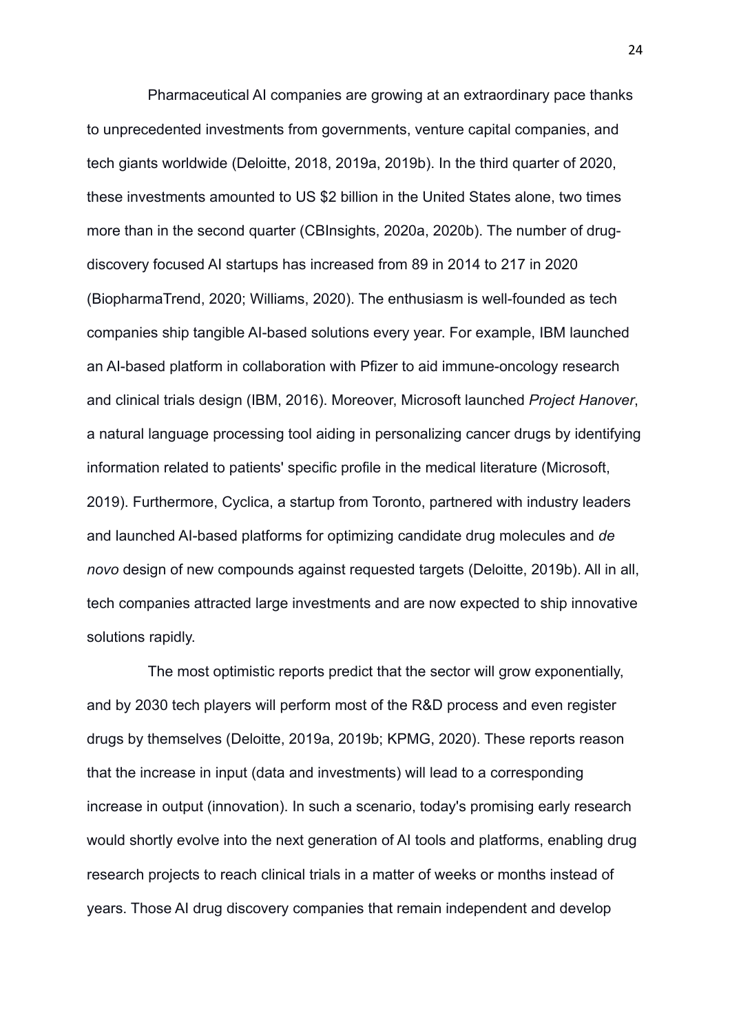Pharmaceutical AI companies are growing at an extraordinary pace thanks to unprecedented investments from governments, venture capital companies, and tech giants worldwide (Deloitte, 2018, 2019a, 2019b). In the third quarter of 2020, these investments amounted to US $2 billion in the United States alone, two times more than in the second quarter (CBInsights, 2020a, 2020b). The number of drug-discovery focused AI startups has increased from 89 in 2014 to 217 in 2020 (BiopharmaTrend, 2020; Williams, 2020). The enthusiasm is well-founded as tech companies ship tangible AI-based solutions every year. For example, IBM launched an AI-based platform in collaboration with Pfizer to aid immune-oncology research and clinical trials design (IBM, 2016). Moreover, Microsoft launched *Project Hanover*, a natural language processing tool aiding in personalizing cancer drugs by identifying information related to patients' specific profile in the medical literature (Microsoft, 2019). Furthermore, Cyclica, a startup from Toronto, partnered with industry leaders and launched AI-based platforms for optimizing candidate drug molecules and *de novo* design of new compounds against requested targets (Deloitte, 2019b). All in all, tech companies attracted large investments and are now expected to ship innovative solutions rapidly.

The most optimistic reports predict that the sector will grow exponentially, and by 2030 tech players will perform most of the R&D process and even register drugs by themselves (Deloitte, 2019a, 2019b; KPMG, 2020). These reports reason that the increase in input (data and investments) will lead to a corresponding increase in output (innovation). In such a scenario, today's promising early research would shortly evolve into the next generation of AI tools and platforms, enabling drug research projects to reach clinical trials in a matter of weeks or months instead of years. Those AI drug discovery companies that remain independent and develop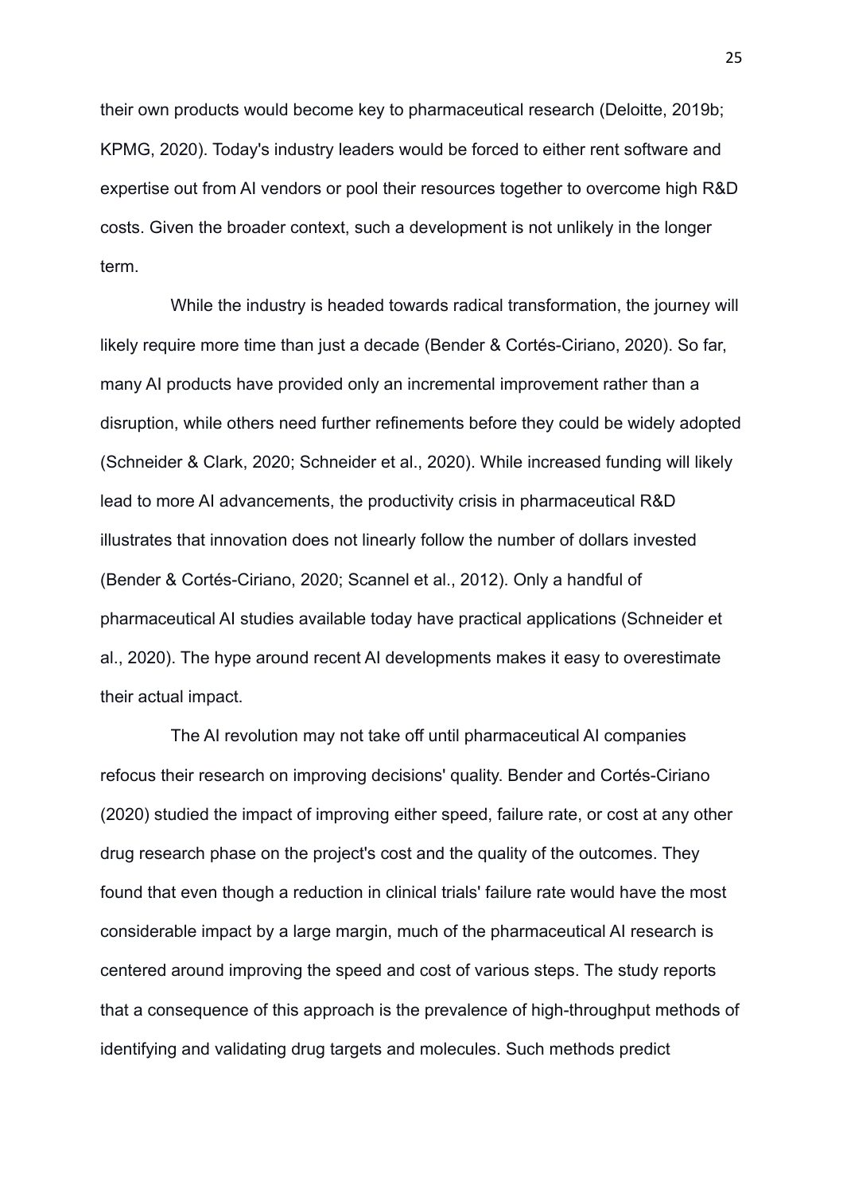their own products would become key to pharmaceutical research (Deloitte, 2019b; KPMG, 2020). Today's industry leaders would be forced to either rent software and expertise out from AI vendors or pool their resources together to overcome high R&D costs. Given the broader context, such a development is not unlikely in the longer term.

While the industry is headed towards radical transformation, the journey will likely require more time than just a decade (Bender & Cortés-Ciriano, 2020). So far, many AI products have provided only an incremental improvement rather than a disruption, while others need further refinements before they could be widely adopted (Schneider & Clark, 2020; Schneider et al., 2020). While increased funding will likely lead to more AI advancements, the productivity crisis in pharmaceutical R&D illustrates that innovation does not linearly follow the number of dollars invested (Bender & Cortés-Ciriano, 2020; Scannel et al., 2012). Only a handful of pharmaceutical AI studies available today have practical applications (Schneider et al., 2020). The hype around recent AI developments makes it easy to overestimate their actual impact.

The AI revolution may not take off until pharmaceutical AI companies refocus their research on improving decisions' quality. Bender and Cortés-Ciriano (2020) studied the impact of improving either speed, failure rate, or cost at any other drug research phase on the project's cost and the quality of the outcomes. They found that even though a reduction in clinical trials' failure rate would have the most considerable impact by a large margin, much of the pharmaceutical AI research is centered around improving the speed and cost of various steps. The study reports that a consequence of this approach is the prevalence of high-throughput methods of identifying and validating drug targets and molecules. Such methods predict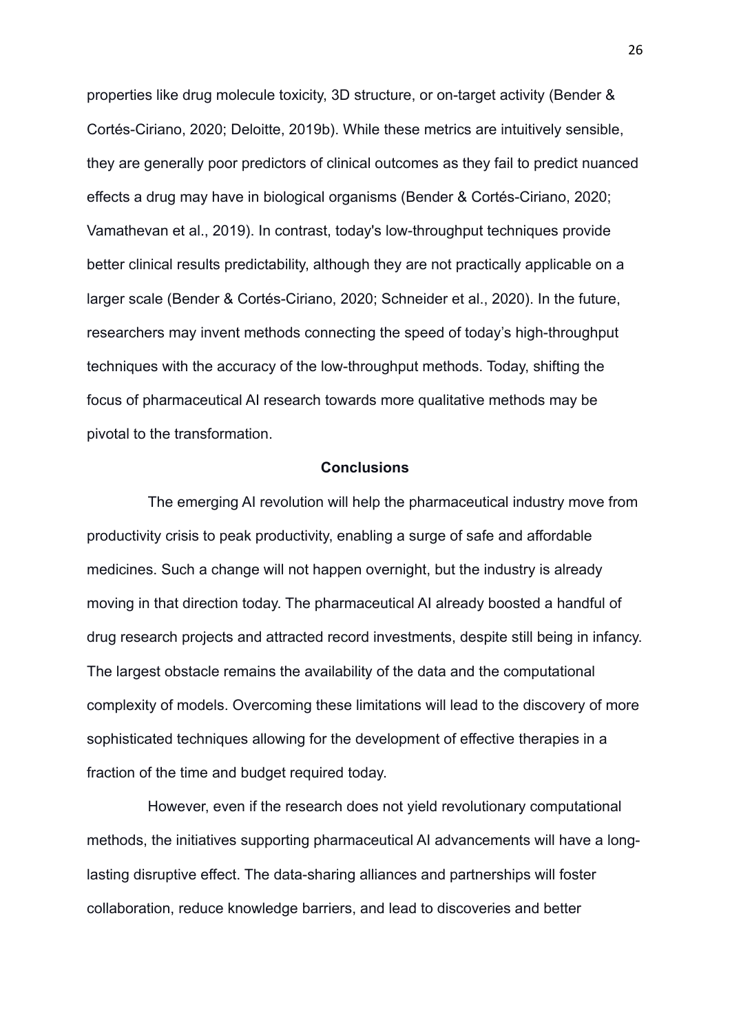properties like drug molecule toxicity, 3D structure, or on-target activity (Bender & Cortés-Ciriano, 2020; Deloitte, 2019b). While these metrics are intuitively sensible, they are generally poor predictors of clinical outcomes as they fail to predict nuanced effects a drug may have in biological organisms (Bender & Cortés-Ciriano, 2020; Vamathevan et al., 2019). In contrast, today's low-throughput techniques provide better clinical results predictability, although they are not practically applicable on a larger scale (Bender & Cortés-Ciriano, 2020; Schneider et al., 2020). In the future, researchers may invent methods connecting the speed of today's high-throughput techniques with the accuracy of the low-throughput methods. Today, shifting the focus of pharmaceutical AI research towards more qualitative methods may be pivotal to the transformation.

## Conclusions

The emerging AI revolution will help the pharmaceutical industry move from productivity crisis to peak productivity, enabling a surge of safe and affordable medicines. Such a change will not happen overnight, but the industry is already moving in that direction today. The pharmaceutical AI already boosted a handful of drug research projects and attracted record investments, despite still being in infancy. The largest obstacle remains the availability of the data and the computational complexity of models. Overcoming these limitations will lead to the discovery of more sophisticated techniques allowing for the development of effective therapies in a fraction of the time and budget required today.

However, even if the research does not yield revolutionary computational methods, the initiatives supporting pharmaceutical AI advancements will have a long-lasting disruptive effect. The data-sharing alliances and partnerships will foster collaboration, reduce knowledge barriers, and lead to discoveries and better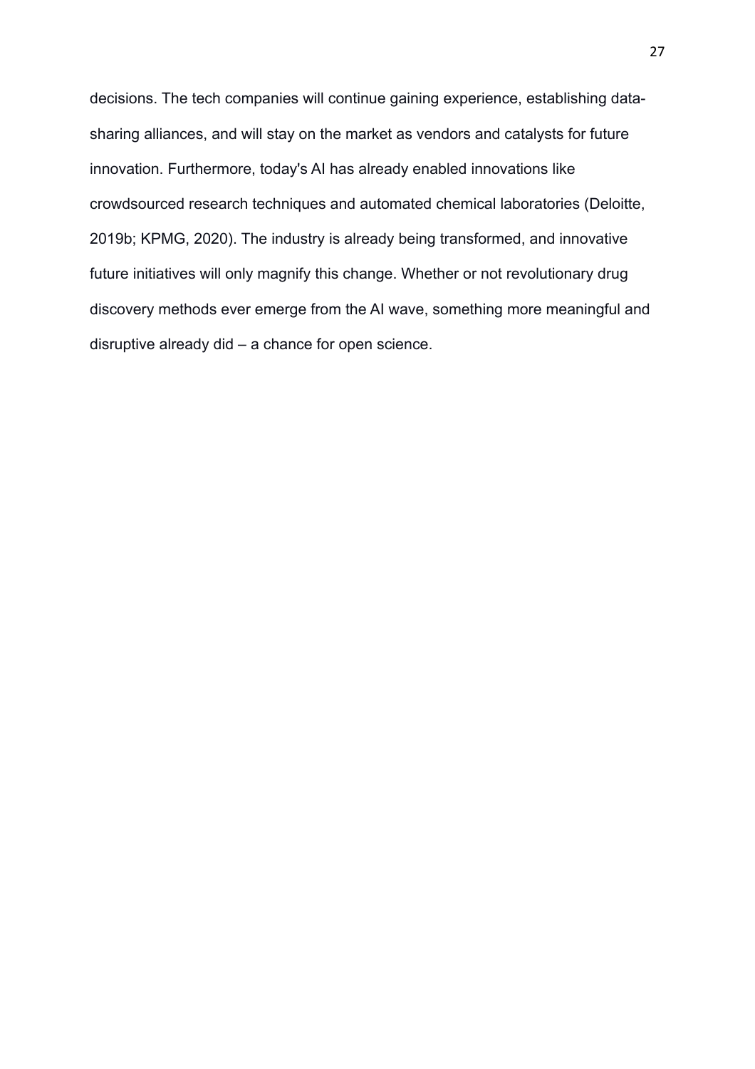decisions. The tech companies will continue gaining experience, establishing data-sharing alliances, and will stay on the market as vendors and catalysts for future innovation. Furthermore, today's AI has already enabled innovations like crowdsourced research techniques and automated chemical laboratories (Deloitte, 2019b; KPMG, 2020). The industry is already being transformed, and innovative future initiatives will only magnify this change. Whether or not revolutionary drug discovery methods ever emerge from the AI wave, something more meaningful and disruptive already did – a chance for open science.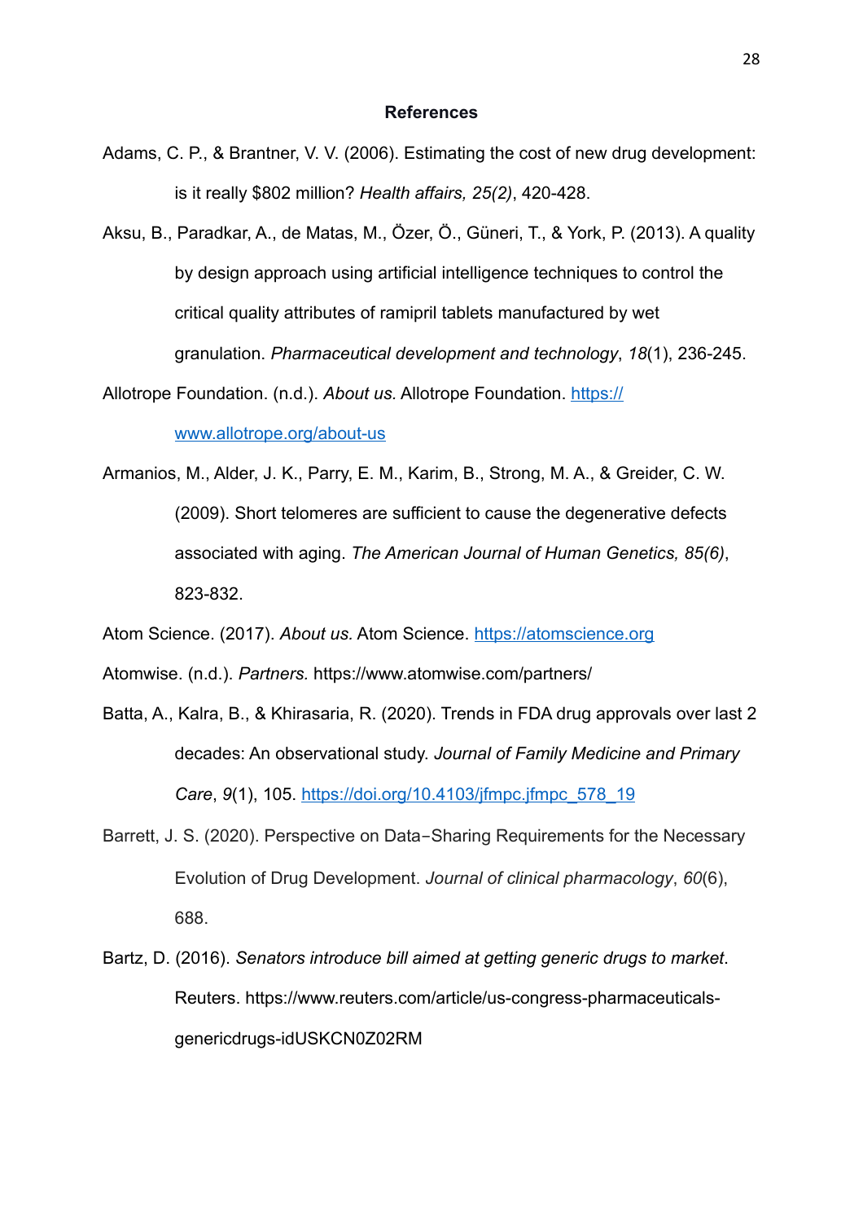**References**

Adams, C. P., & Brantner, V. V. (2006). Estimating the cost of new drug development: is it really $802 million? *Health affairs, 25(2)*, 420-428.

Aksu, B., Paradkar, A., de Matas, M., Özer, Ö., Güneri, T., & York, P. (2013). A quality by design approach using artificial intelligence techniques to control the critical quality attributes of ramipril tablets manufactured by wet granulation. *Pharmaceutical development and technology*, *18*(1), 236-245.

Allotrope Foundation. (n.d.). *About us.* Allotrope Foundation. https://www.allotrope.org/about-us

Armanios, M., Alder, J. K., Parry, E. M., Karim, B., Strong, M. A., & Greider, C. W. (2009). Short telomeres are sufficient to cause the degenerative defects associated with aging. *The American Journal of Human Genetics, 85(6)*, 823-832.

Atom Science. (2017). *About us.* Atom Science. https://atomscience.org

Atomwise. (n.d.). *Partners.* https://www.atomwise.com/partners/

Batta, A., Kalra, B., & Khirasaria, R. (2020). Trends in FDA drug approvals over last 2 decades: An observational study. *Journal of Family Medicine and Primary Care*, *9*(1), 105. https://doi.org/10.4103/jfmpc.jfmpc_578_19

Barrett, J. S. (2020). Perspective on Data‐Sharing Requirements for the Necessary Evolution of Drug Development. *Journal of clinical pharmacology*, *60*(6), 688.

Bartz, D. (2016). *Senators introduce bill aimed at getting generic drugs to market*. Reuters. https://www.reuters.com/article/us-congress-pharmaceuticals-genericdrugs-idUSKCN0Z02RM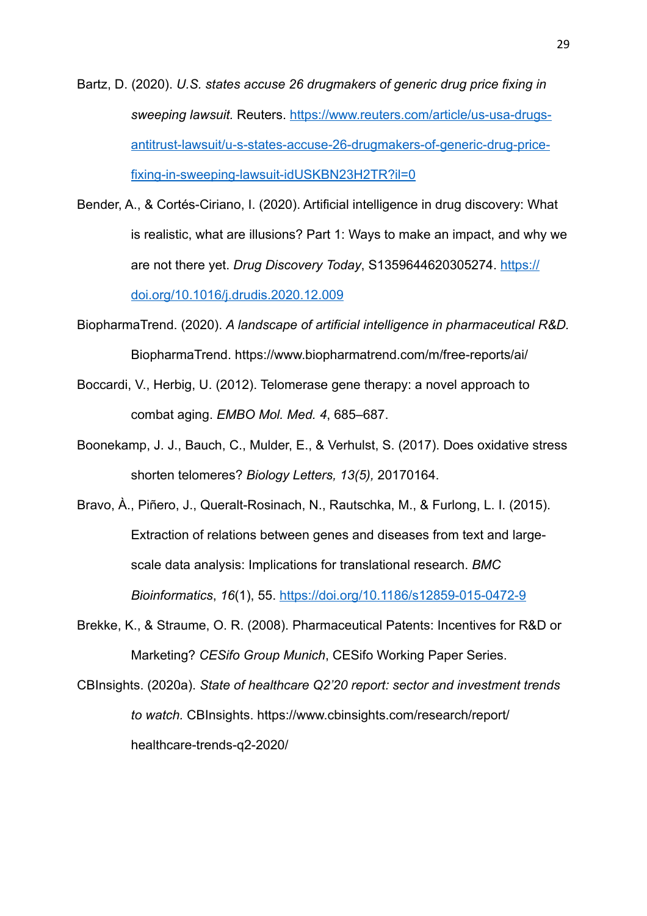Bartz, D. (2020). *U.S. states accuse 26 drugmakers of generic drug price fixing in sweeping lawsuit.* Reuters. [https://www.reuters.com/article/us-usa-drugs-antitrust-lawsuit/u-s-states-accuse-26-drugmakers-of-generic-drug-price-fixing-in-sweeping-lawsuit-idUSKBN23H2TR?il=0](https://www.reuters.com/article/us-usa-drugs-antitrust-lawsuit/u-s-states-accuse-26-drugmakers-of-generic-drug-price-fixing-in-sweeping-lawsuit-idUSKBN23H2TR?il=0)

Bender, A., & Cortés-Ciriano, I. (2020). Artificial intelligence in drug discovery: What is realistic, what are illusions? Part 1: Ways to make an impact, and why we are not there yet. *Drug Discovery Today*, S1359644620305274. [https://doi.org/10.1016/j.drudis.2020.12.009](https://doi.org/10.1016/j.drudis.2020.12.009)

BiopharmaTrend. (2020). *A landscape of artificial intelligence in pharmaceutical R&D.* BiopharmaTrend. https://www.biopharmatrend.com/m/free-reports/ai/

Boccardi, V., Herbig, U. (2012). Telomerase gene therapy: a novel approach to combat aging. *EMBO Mol. Med. 4*, 685–687.

Boonekamp, J. J., Bauch, C., Mulder, E., & Verhulst, S. (2017). Does oxidative stress shorten telomeres? *Biology Letters, 13(5),* 20170164.

Bravo, À., Piñero, J., Queralt-Rosinach, N., Rautschka, M., & Furlong, L. I. (2015). Extraction of relations between genes and diseases from text and large-scale data analysis: Implications for translational research. *BMC Bioinformatics*, *16*(1), 55. [https://doi.org/10.1186/s12859-015-0472-9](https://doi.org/10.1186/s12859-015-0472-9)

Brekke, K., & Straume, O. R. (2008). Pharmaceutical Patents: Incentives for R&D or Marketing? *CESifo Group Munich*, CESifo Working Paper Series.

CBInsights. (2020a). *State of healthcare Q2'20 report: sector and investment trends to watch.* CBInsights. https://www.cbinsights.com/research/report/healthcare-trends-q2-2020/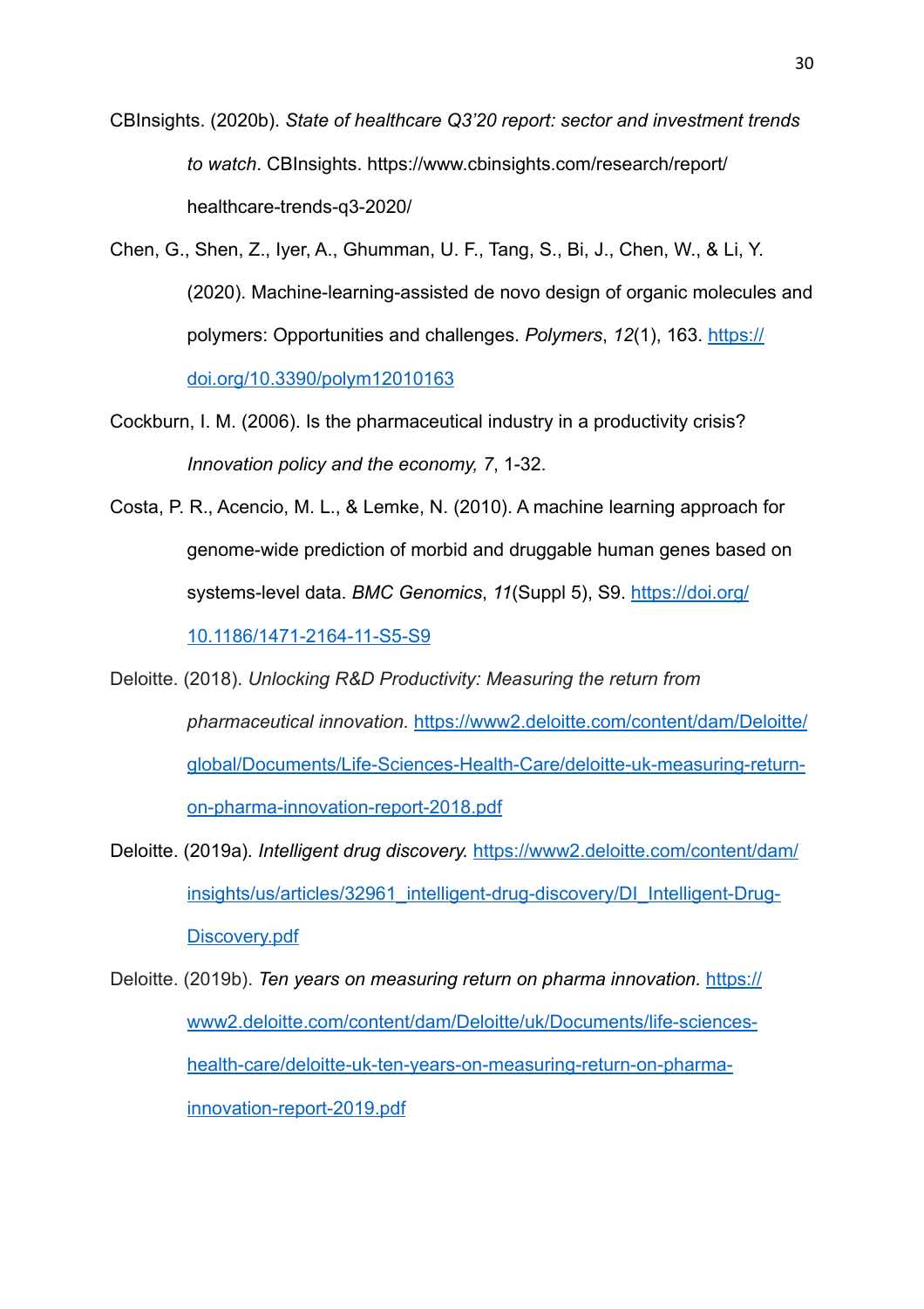CBInsights. (2020b). *State of healthcare Q3'20 report: sector and investment trends to watch*. CBInsights. https://www.cbinsights.com/research/report/healthcare-trends-q3-2020/

Chen, G., Shen, Z., Iyer, A., Ghumman, U. F., Tang, S., Bi, J., Chen, W., & Li, Y. (2020). Machine-learning-assisted de novo design of organic molecules and polymers: Opportunities and challenges. *Polymers*, *12*(1), 163. https://doi.org/10.3390/polym12010163

Cockburn, I. M. (2006). Is the pharmaceutical industry in a productivity crisis? *Innovation policy and the economy, 7*, 1-32.

Costa, P. R., Acencio, M. L., & Lemke, N. (2010). A machine learning approach for genome-wide prediction of morbid and druggable human genes based on systems-level data. *BMC Genomics*, *11*(Suppl 5), S9. https://doi.org/10.1186/1471-2164-11-S5-S9

Deloitte. (2018). *Unlocking R&D Productivity: Measuring the return from pharmaceutical innovation.* https://www2.deloitte.com/content/dam/Deloitte/global/Documents/Life-Sciences-Health-Care/deloitte-uk-measuring-return-on-pharma-innovation-report-2018.pdf

Deloitte. (2019a). *Intelligent drug discovery.* https://www2.deloitte.com/content/dam/insights/us/articles/32961_intelligent-drug-discovery/DI_Intelligent-Drug-Discovery.pdf

Deloitte. (2019b). *Ten years on measuring return on pharma innovation.* https://www2.deloitte.com/content/dam/Deloitte/uk/Documents/life-sciences-health-care/deloitte-uk-ten-years-on-measuring-return-on-pharma-innovation-report-2019.pdf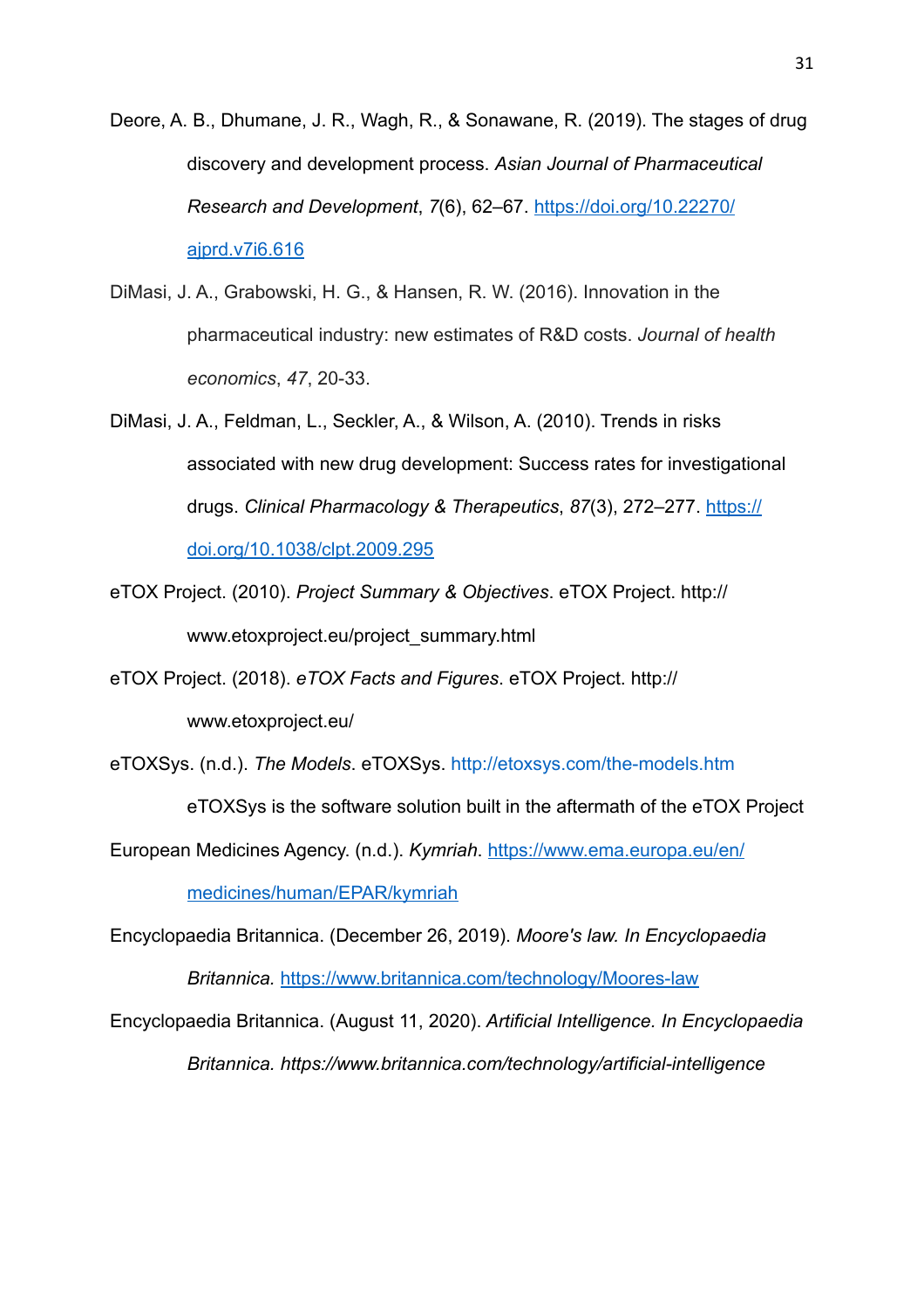Deore, A. B., Dhumane, J. R., Wagh, R., & Sonawane, R. (2019). The stages of drug discovery and development process. *Asian Journal of Pharmaceutical Research and Development*, *7*(6), 62–67. https://doi.org/10.22270/ajprd.v7i6.616

DiMasi, J. A., Grabowski, H. G., & Hansen, R. W. (2016). Innovation in the pharmaceutical industry: new estimates of R&D costs. *Journal of health economics*, *47*, 20-33.

DiMasi, J. A., Feldman, L., Seckler, A., & Wilson, A. (2010). Trends in risks associated with new drug development: Success rates for investigational drugs. *Clinical Pharmacology & Therapeutics*, *87*(3), 272–277. https://doi.org/10.1038/clpt.2009.295

eTOX Project. (2010). *Project Summary & Objectives*. eTOX Project. http://www.etoxproject.eu/project_summary.html

eTOX Project. (2018). *eTOX Facts and Figures*. eTOX Project. http://www.etoxproject.eu/

eTOXSys. (n.d.). *The Models*. eTOXSys. http://etoxsys.com/the-models.htm eTOXSys is the software solution built in the aftermath of the eTOX Project

European Medicines Agency. (n.d.). *Kymriah*. https://www.ema.europa.eu/en/medicines/human/EPAR/kymriah

Encyclopaedia Britannica. (December 26, 2019). *Moore's law. In Encyclopaedia Britannica.* https://www.britannica.com/technology/Moores-law

Encyclopaedia Britannica. (August 11, 2020). *Artificial Intelligence. In Encyclopaedia Britannica. https://www.britannica.com/technology/artificial-intelligence*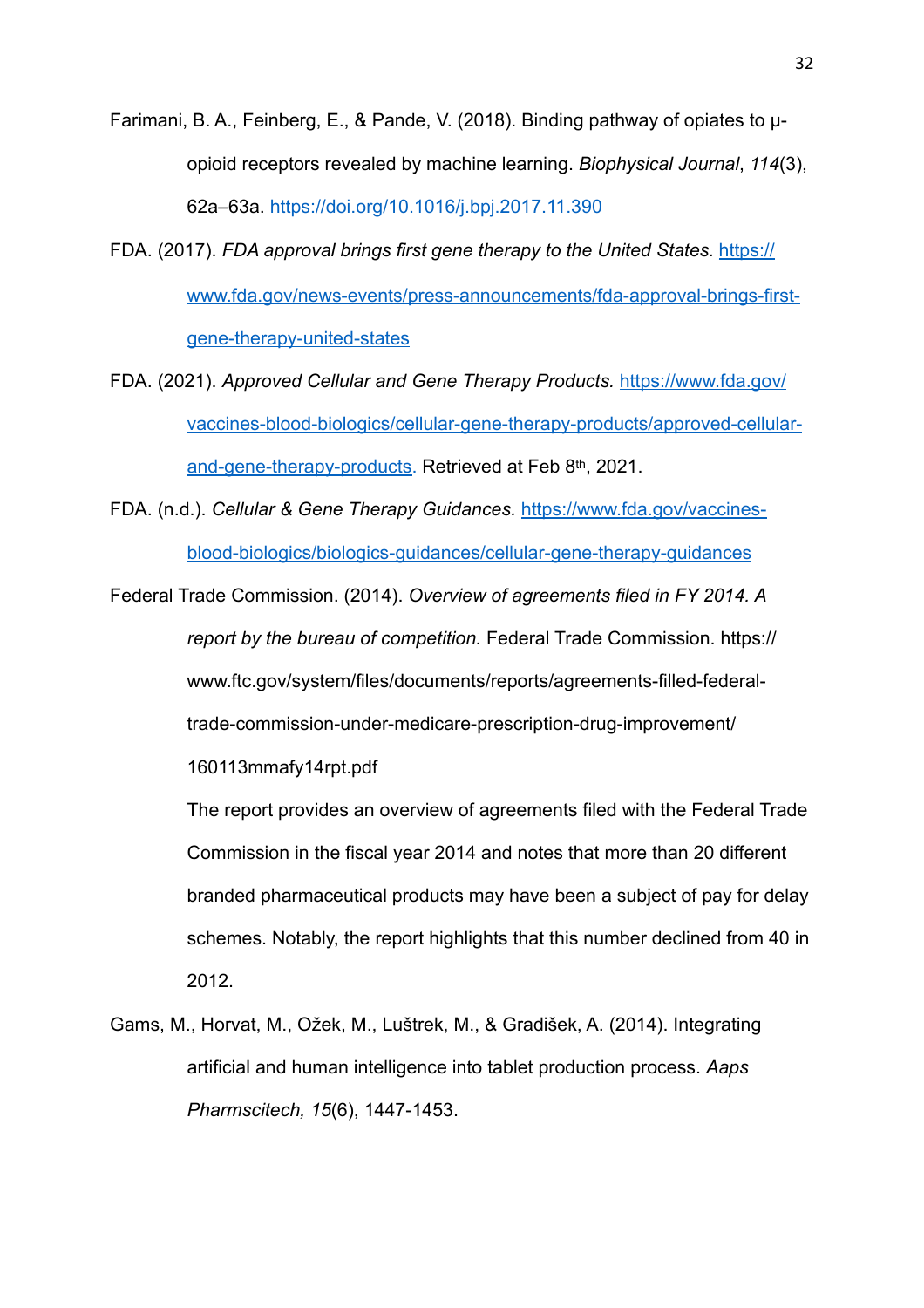Farimani, B. A., Feinberg, E., & Pande, V. (2018). Binding pathway of opiates to μ-opioid receptors revealed by machine learning. *Biophysical Journal*, *114*(3), 62a–63a. https://doi.org/10.1016/j.bpj.2017.11.390

FDA. (2017). *FDA approval brings first gene therapy to the United States.* https://www.fda.gov/news-events/press-announcements/fda-approval-brings-first-gene-therapy-united-states

FDA. (2021). *Approved Cellular and Gene Therapy Products.* https://www.fda.gov/vaccines-blood-biologics/cellular-gene-therapy-products/approved-cellular-and-gene-therapy-products. Retrieved at Feb 8th, 2021.

FDA. (n.d.). *Cellular & Gene Therapy Guidances.* https://www.fda.gov/vaccines-blood-biologics/biologics-guidances/cellular-gene-therapy-guidances

Federal Trade Commission. (2014). *Overview of agreements filed in FY 2014. A report by the bureau of competition.* Federal Trade Commission. https://www.ftc.gov/system/files/documents/reports/agreements-filled-federal-trade-commission-under-medicare-prescription-drug-improvement/160113mmafy14rpt.pdf

The report provides an overview of agreements filed with the Federal Trade Commission in the fiscal year 2014 and notes that more than 20 different branded pharmaceutical products may have been a subject of pay for delay schemes. Notably, the report highlights that this number declined from 40 in 2012.

Gams, M., Horvat, M., Ožek, M., Luštrek, M., & Gradišek, A. (2014). Integrating artificial and human intelligence into tablet production process. *Aaps Pharmscitech, 15*(6), 1447-1453.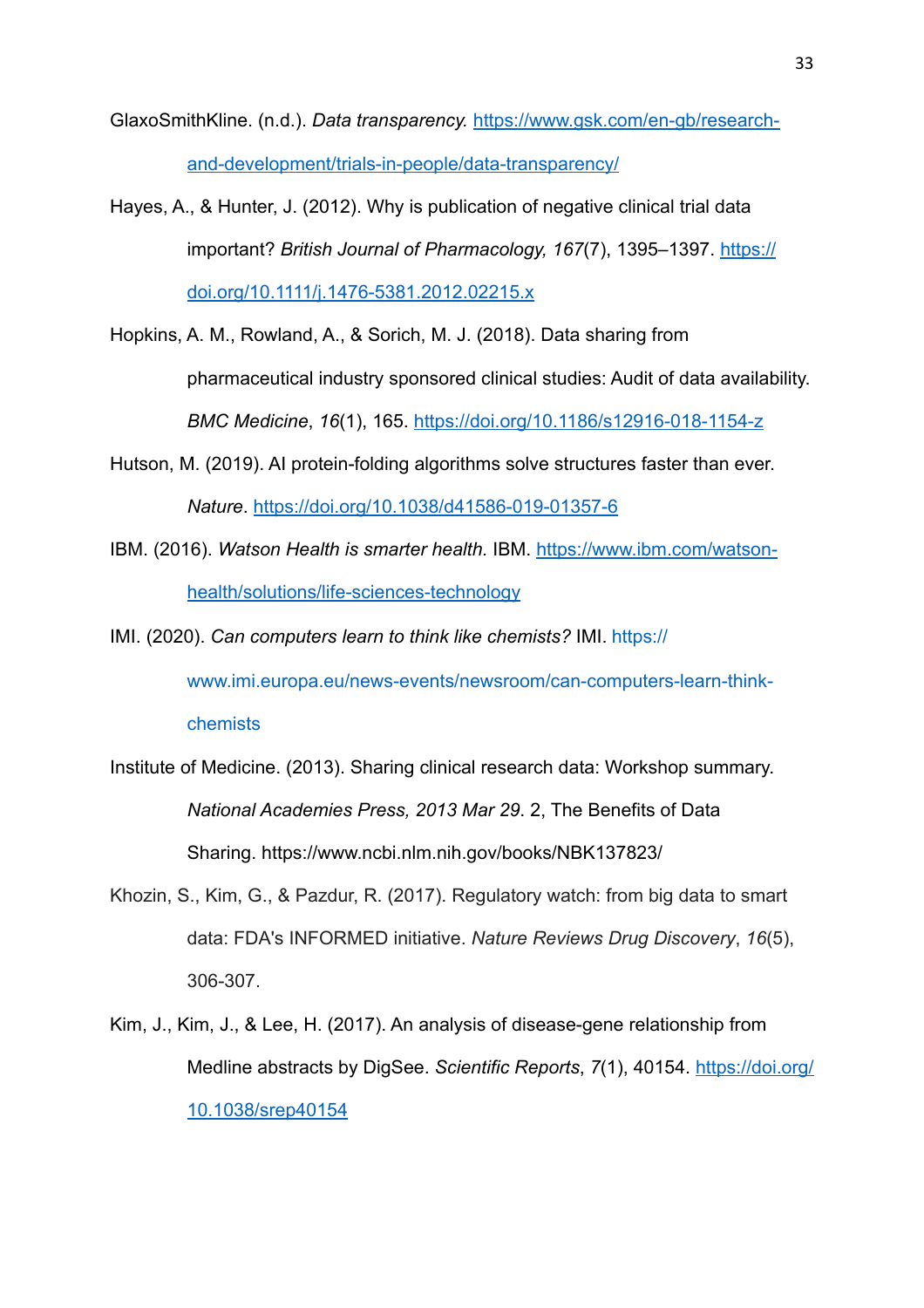GlaxoSmithKline. (n.d.). *Data transparency.* https://www.gsk.com/en-gb/research-and-development/trials-in-people/data-transparency/

Hayes, A., & Hunter, J. (2012). Why is publication of negative clinical trial data important? *British Journal of Pharmacology, 167*(7), 1395–1397. https://doi.org/10.1111/j.1476-5381.2012.02215.x

Hopkins, A. M., Rowland, A., & Sorich, M. J. (2018). Data sharing from pharmaceutical industry sponsored clinical studies: Audit of data availability. *BMC Medicine*, *16*(1), 165. https://doi.org/10.1186/s12916-018-1154-z

Hutson, M. (2019). AI protein-folding algorithms solve structures faster than ever. *Nature*. https://doi.org/10.1038/d41586-019-01357-6

IBM. (2016). *Watson Health is smarter health.* IBM. https://www.ibm.com/watson-health/solutions/life-sciences-technology

IMI. (2020). *Can computers learn to think like chemists?* IMI. https://www.imi.europa.eu/news-events/newsroom/can-computers-learn-think-chemists

Institute of Medicine. (2013). Sharing clinical research data: Workshop summary. *National Academies Press, 2013 Mar 29*. 2, The Benefits of Data Sharing. https://www.ncbi.nlm.nih.gov/books/NBK137823/

Khozin, S., Kim, G., & Pazdur, R. (2017). Regulatory watch: from big data to smart data: FDA's INFORMED initiative. *Nature Reviews Drug Discovery*, *16*(5), 306-307.

Kim, J., Kim, J., & Lee, H. (2017). An analysis of disease-gene relationship from Medline abstracts by DigSee. *Scientific Reports*, *7*(1), 40154. https://doi.org/10.1038/srep40154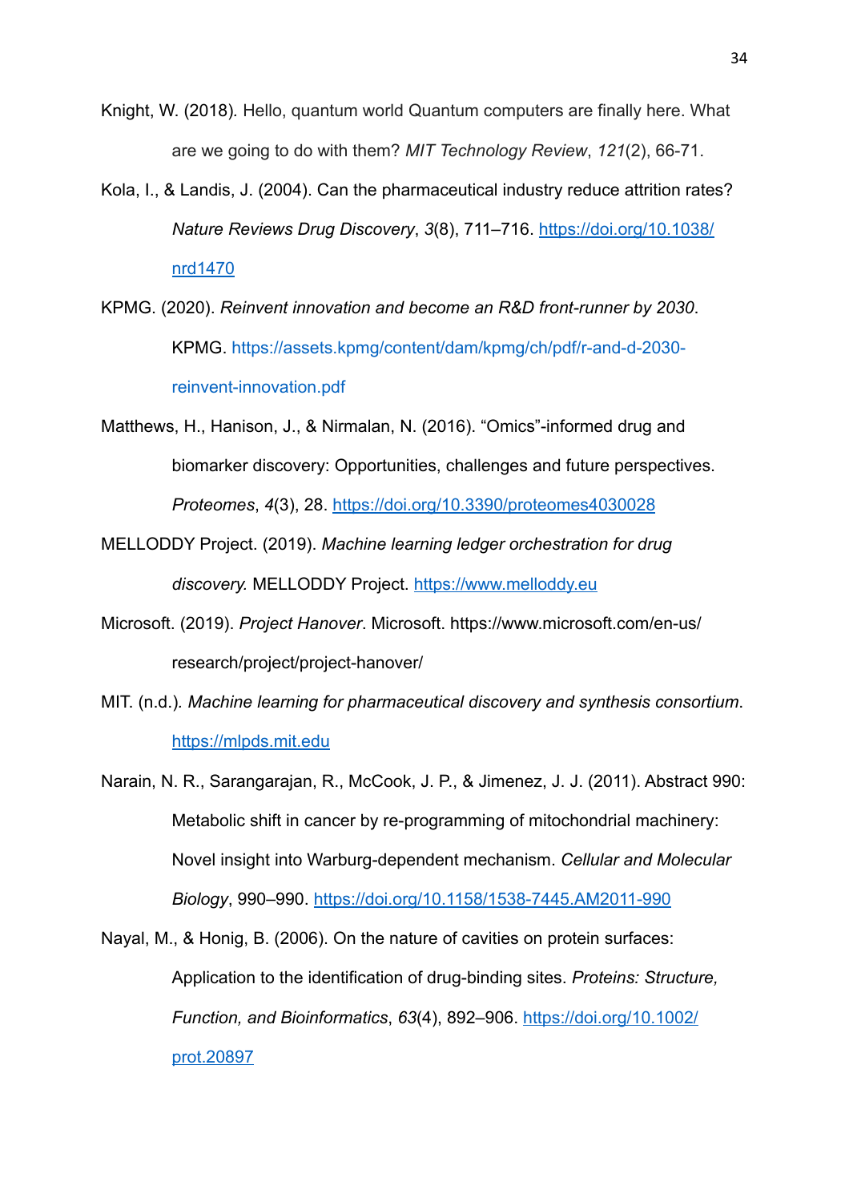Knight, W. (2018). Hello, quantum world Quantum computers are finally here. What are we going to do with them? *MIT Technology Review*, *121*(2), 66-71.

Kola, I., & Landis, J. (2004). Can the pharmaceutical industry reduce attrition rates? *Nature Reviews Drug Discovery*, *3*(8), 711–716. https://doi.org/10.1038/nrd1470

KPMG. (2020). *Reinvent innovation and become an R&D front-runner by 2030*. KPMG. https://assets.kpmg/content/dam/kpmg/ch/pdf/r-and-d-2030-reinvent-innovation.pdf

Matthews, H., Hanison, J., & Nirmalan, N. (2016). "Omics"-informed drug and biomarker discovery: Opportunities, challenges and future perspectives. *Proteomes*, *4*(3), 28. https://doi.org/10.3390/proteomes4030028

MELLODDY Project. (2019). *Machine learning ledger orchestration for drug discovery.* MELLODDY Project. https://www.melloddy.eu

Microsoft. (2019). *Project Hanover*. Microsoft. https://www.microsoft.com/en-us/research/project/project-hanover/

MIT. (n.d.). *Machine learning for pharmaceutical discovery and synthesis consortium*. https://mlpds.mit.edu

Narain, N. R., Sarangarajan, R., McCook, J. P., & Jimenez, J. J. (2011). Abstract 990: Metabolic shift in cancer by re-programming of mitochondrial machinery: Novel insight into Warburg-dependent mechanism. *Cellular and Molecular Biology*, 990–990. https://doi.org/10.1158/1538-7445.AM2011-990

Nayal, M., & Honig, B. (2006). On the nature of cavities on protein surfaces: Application to the identification of drug-binding sites. *Proteins: Structure, Function, and Bioinformatics*, *63*(4), 892–906. https://doi.org/10.1002/prot.20897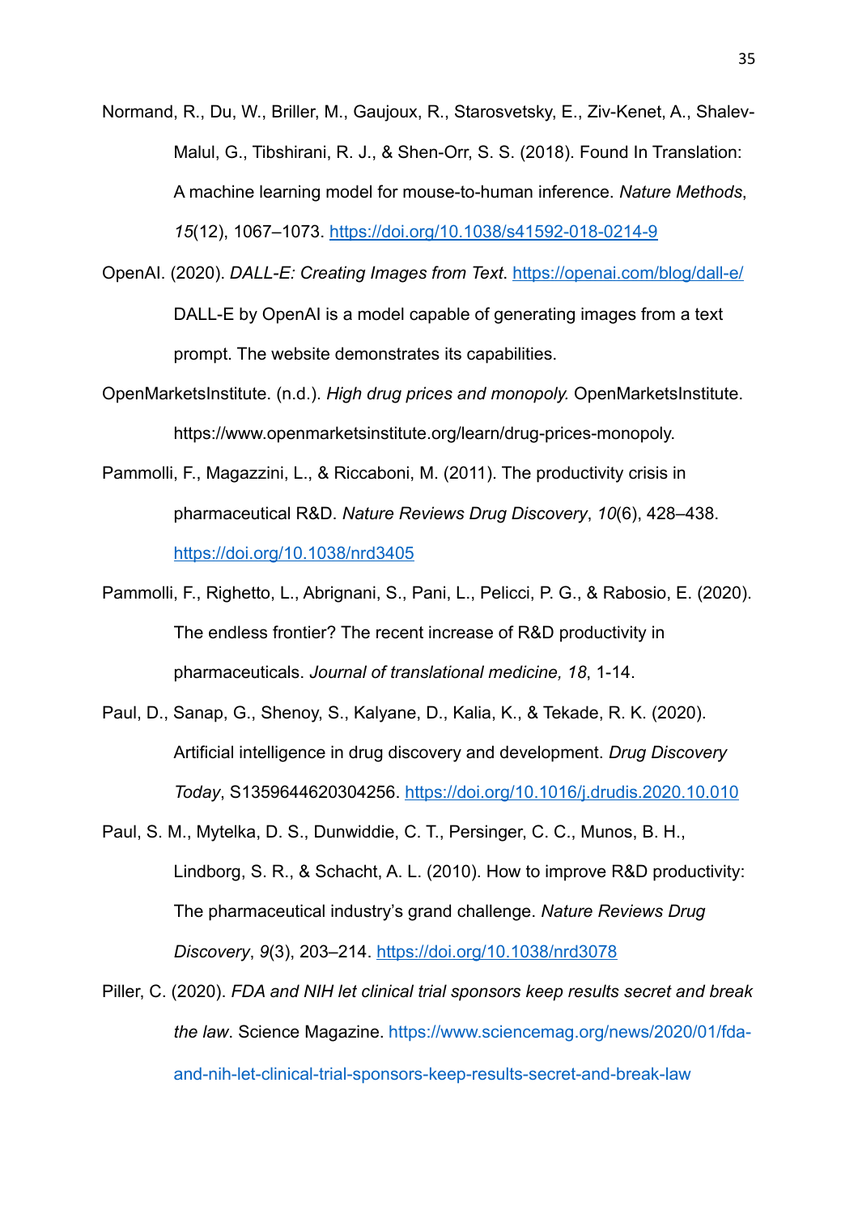Normand, R., Du, W., Briller, M., Gaujoux, R., Starosvetsky, E., Ziv-Kenet, A., Shalev-Malul, G., Tibshirani, R. J., & Shen-Orr, S. S. (2018). Found In Translation: A machine learning model for mouse-to-human inference. *Nature Methods*, *15*(12), 1067–1073. https://doi.org/10.1038/s41592-018-0214-9

OpenAI. (2020). *DALL-E: Creating Images from Text*. https://openai.com/blog/dall-e/ DALL-E by OpenAI is a model capable of generating images from a text prompt. The website demonstrates its capabilities.

OpenMarketsInstitute. (n.d.). *High drug prices and monopoly.* OpenMarketsInstitute. https://www.openmarketsinstitute.org/learn/drug-prices-monopoly.

Pammolli, F., Magazzini, L., & Riccaboni, M. (2011). The productivity crisis in pharmaceutical R&D. *Nature Reviews Drug Discovery*, *10*(6), 428–438. https://doi.org/10.1038/nrd3405

Pammolli, F., Righetto, L., Abrignani, S., Pani, L., Pelicci, P. G., & Rabosio, E. (2020). The endless frontier? The recent increase of R&D productivity in pharmaceuticals. *Journal of translational medicine, 18*, 1-14.

Paul, D., Sanap, G., Shenoy, S., Kalyane, D., Kalia, K., & Tekade, R. K. (2020). Artificial intelligence in drug discovery and development. *Drug Discovery Today*, S1359644620304256. https://doi.org/10.1016/j.drudis.2020.10.010

Paul, S. M., Mytelka, D. S., Dunwiddie, C. T., Persinger, C. C., Munos, B. H., Lindborg, S. R., & Schacht, A. L. (2010). How to improve R&D productivity: The pharmaceutical industry's grand challenge. *Nature Reviews Drug Discovery*, *9*(3), 203–214. https://doi.org/10.1038/nrd3078

Piller, C. (2020). *FDA and NIH let clinical trial sponsors keep results secret and break the law*. Science Magazine. https://www.sciencemag.org/news/2020/01/fda-and-nih-let-clinical-trial-sponsors-keep-results-secret-and-break-law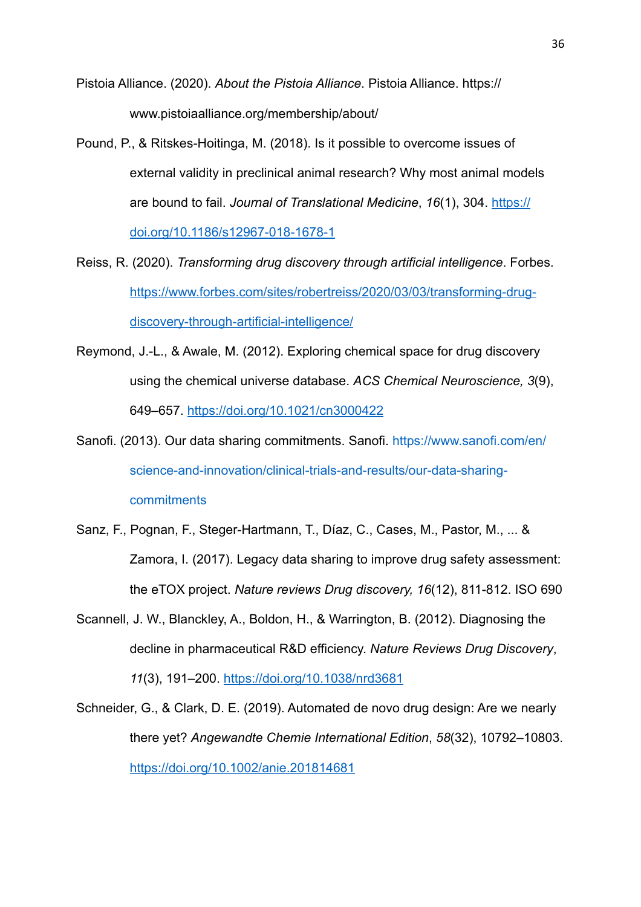Pistoia Alliance. (2020). *About the Pistoia Alliance*. Pistoia Alliance. https://www.pistoiaalliance.org/membership/about/

Pound, P., & Ritskes-Hoitinga, M. (2018). Is it possible to overcome issues of external validity in preclinical animal research? Why most animal models are bound to fail. *Journal of Translational Medicine*, *16*(1), 304. https://doi.org/10.1186/s12967-018-1678-1

Reiss, R. (2020). *Transforming drug discovery through artificial intelligence*. Forbes. https://www.forbes.com/sites/robertreiss/2020/03/03/transforming-drug-discovery-through-artificial-intelligence/

Reymond, J.-L., & Awale, M. (2012). Exploring chemical space for drug discovery using the chemical universe database. *ACS Chemical Neuroscience, 3*(9), 649–657. https://doi.org/10.1021/cn3000422

Sanofi. (2013). Our data sharing commitments. Sanofi. https://www.sanofi.com/en/science-and-innovation/clinical-trials-and-results/our-data-sharing-commitments

Sanz, F., Pognan, F., Steger-Hartmann, T., Díaz, C., Cases, M., Pastor, M., ... & Zamora, I. (2017). Legacy data sharing to improve drug safety assessment: the eTOX project. *Nature reviews Drug discovery, 16*(12), 811-812. ISO 690

Scannell, J. W., Blanckley, A., Boldon, H., & Warrington, B. (2012). Diagnosing the decline in pharmaceutical R&D efficiency. *Nature Reviews Drug Discovery*, *11*(3), 191–200. https://doi.org/10.1038/nrd3681

Schneider, G., & Clark, D. E. (2019). Automated de novo drug design: Are we nearly there yet? *Angewandte Chemie International Edition*, *58*(32), 10792–10803. https://doi.org/10.1002/anie.201814681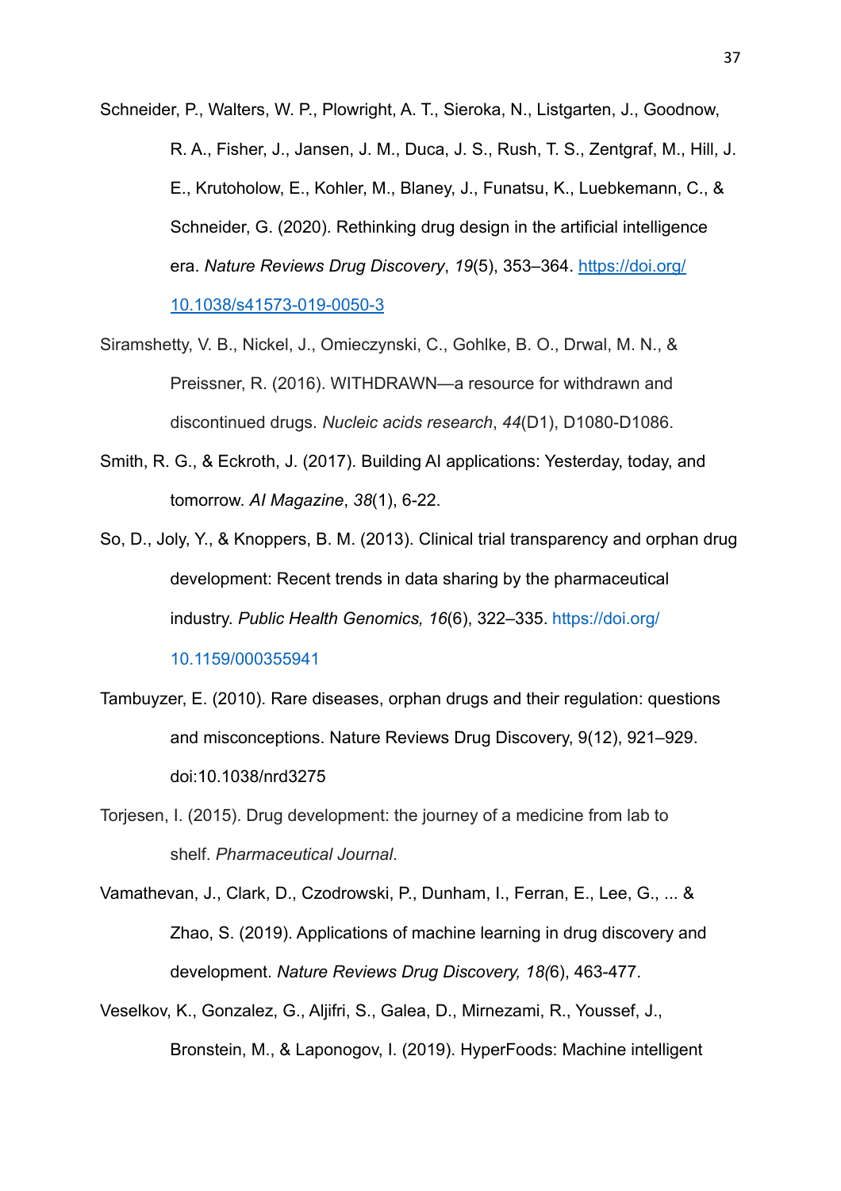Schneider, P., Walters, W. P., Plowright, A. T., Sieroka, N., Listgarten, J., Goodnow, R. A., Fisher, J., Jansen, J. M., Duca, J. S., Rush, T. S., Zentgraf, M., Hill, J. E., Krutoholow, E., Kohler, M., Blaney, J., Funatsu, K., Luebkemann, C., & Schneider, G. (2020). Rethinking drug design in the artificial intelligence era. *Nature Reviews Drug Discovery*, *19*(5), 353–364. https://doi.org/10.1038/s41573-019-0050-3

Siramshetty, V. B., Nickel, J., Omieczynski, C., Gohlke, B. O., Drwal, M. N., & Preissner, R. (2016). WITHDRAWN—a resource for withdrawn and discontinued drugs. *Nucleic acids research*, *44*(D1), D1080-D1086.

Smith, R. G., & Eckroth, J. (2017). Building AI applications: Yesterday, today, and tomorrow. *AI Magazine*, *38*(1), 6-22.

So, D., Joly, Y., & Knoppers, B. M. (2013). Clinical trial transparency and orphan drug development: Recent trends in data sharing by the pharmaceutical industry. *Public Health Genomics, 16*(6), 322–335. https://doi.org/10.1159/000355941

Tambuyzer, E. (2010). Rare diseases, orphan drugs and their regulation: questions and misconceptions. Nature Reviews Drug Discovery, 9(12), 921–929. doi:10.1038/nrd3275

Torjesen, I. (2015). Drug development: the journey of a medicine from lab to shelf. *Pharmaceutical Journal*.

Vamathevan, J., Clark, D., Czodrowski, P., Dunham, I., Ferran, E., Lee, G., ... & Zhao, S. (2019). Applications of machine learning in drug discovery and development. *Nature Reviews Drug Discovery, 18*(6), 463-477.

Veselkov, K., Gonzalez, G., Aljifri, S., Galea, D., Mirnezami, R., Youssef, J., Bronstein, M., & Laponogov, I. (2019). HyperFoods: Machine intelligent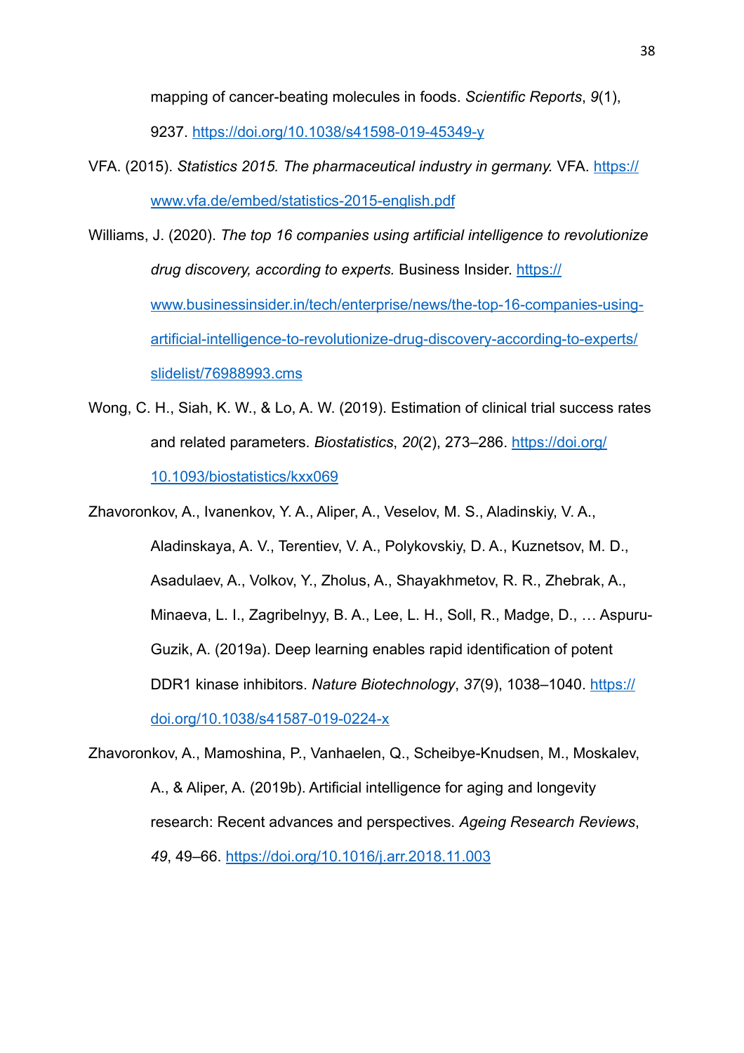mapping of cancer-beating molecules in foods. *Scientific Reports*, *9*(1), 9237. https://doi.org/10.1038/s41598-019-45349-y

VFA. (2015). *Statistics 2015. The pharmaceutical industry in germany.* VFA. https://www.vfa.de/embed/statistics-2015-english.pdf

Williams, J. (2020). *The top 16 companies using artificial intelligence to revolutionize drug discovery, according to experts.* Business Insider. https://www.businessinsider.in/tech/enterprise/news/the-top-16-companies-using-artificial-intelligence-to-revolutionize-drug-discovery-according-to-experts/slidelist/76988993.cms

Wong, C. H., Siah, K. W., & Lo, A. W. (2019). Estimation of clinical trial success rates and related parameters. *Biostatistics*, *20*(2), 273–286. https://doi.org/10.1093/biostatistics/kxx069

Zhavoronkov, A., Ivanenkov, Y. A., Aliper, A., Veselov, M. S., Aladinskiy, V. A., Aladinskaya, A. V., Terentiev, V. A., Polykovskiy, D. A., Kuznetsov, M. D., Asadulaev, A., Volkov, Y., Zholus, A., Shayakhmetov, R. R., Zhebrak, A., Minaeva, L. I., Zagribelnyy, B. A., Lee, L. H., Soll, R., Madge, D., … Aspuru-Guzik, A. (2019a). Deep learning enables rapid identification of potent DDR1 kinase inhibitors. *Nature Biotechnology*, *37*(9), 1038–1040. https://doi.org/10.1038/s41587-019-0224-x

Zhavoronkov, A., Mamoshina, P., Vanhaelen, Q., Scheibye-Knudsen, M., Moskalev, A., & Aliper, A. (2019b). Artificial intelligence for aging and longevity research: Recent advances and perspectives. *Ageing Research Reviews*, *49*, 49–66. https://doi.org/10.1016/j.arr.2018.11.003